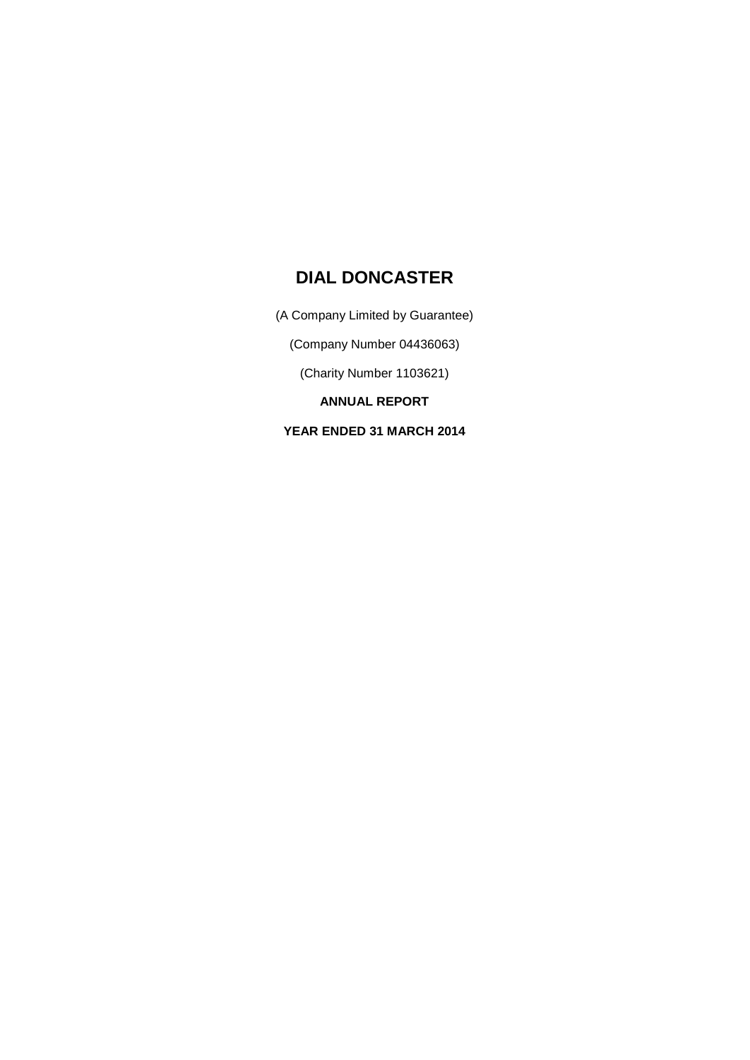# DIAL DONCASTER

(A Company Limited by Guarantee)

(Company Number 04436063)

(Charity Number 1103621)

**ANNUAL REPORT**

**YEAR ENDED 31 MARCH 2014**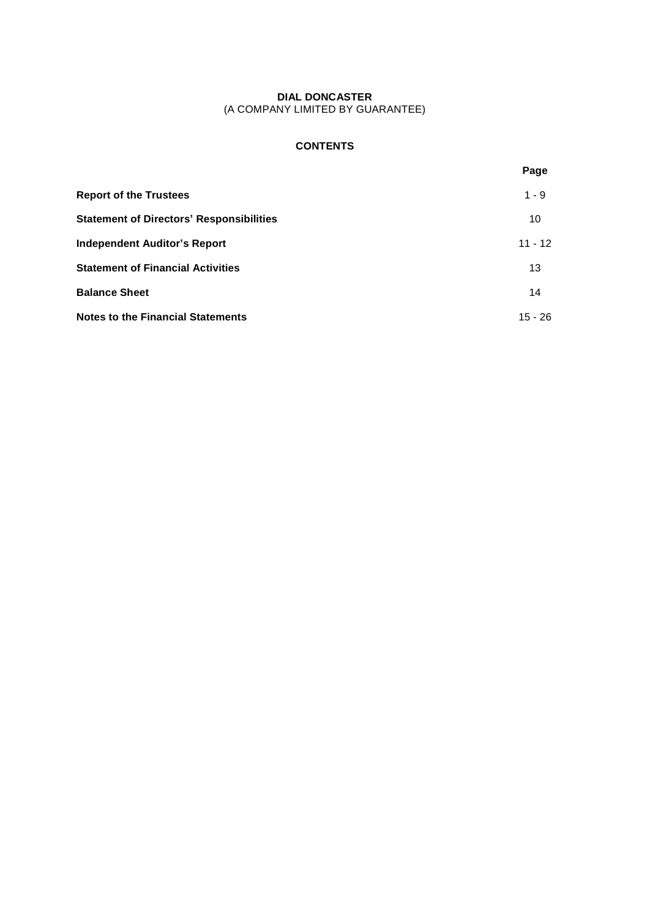# DIAL DONCASTER

(A COMPANY LIMITED BY GUARANTEE)

## CONTENTS

| | Page |
|---|---|
| **Report of the Trustees** | 1 - 9 |
| **Statement of Directors' Responsibilities** | 10 |
| **Independent Auditor's Report** | 11 - 12 |
| **Statement of Financial Activities** | 13 |
| **Balance Sheet** | 14 |
| **Notes to the Financial Statements** | 15 - 26 |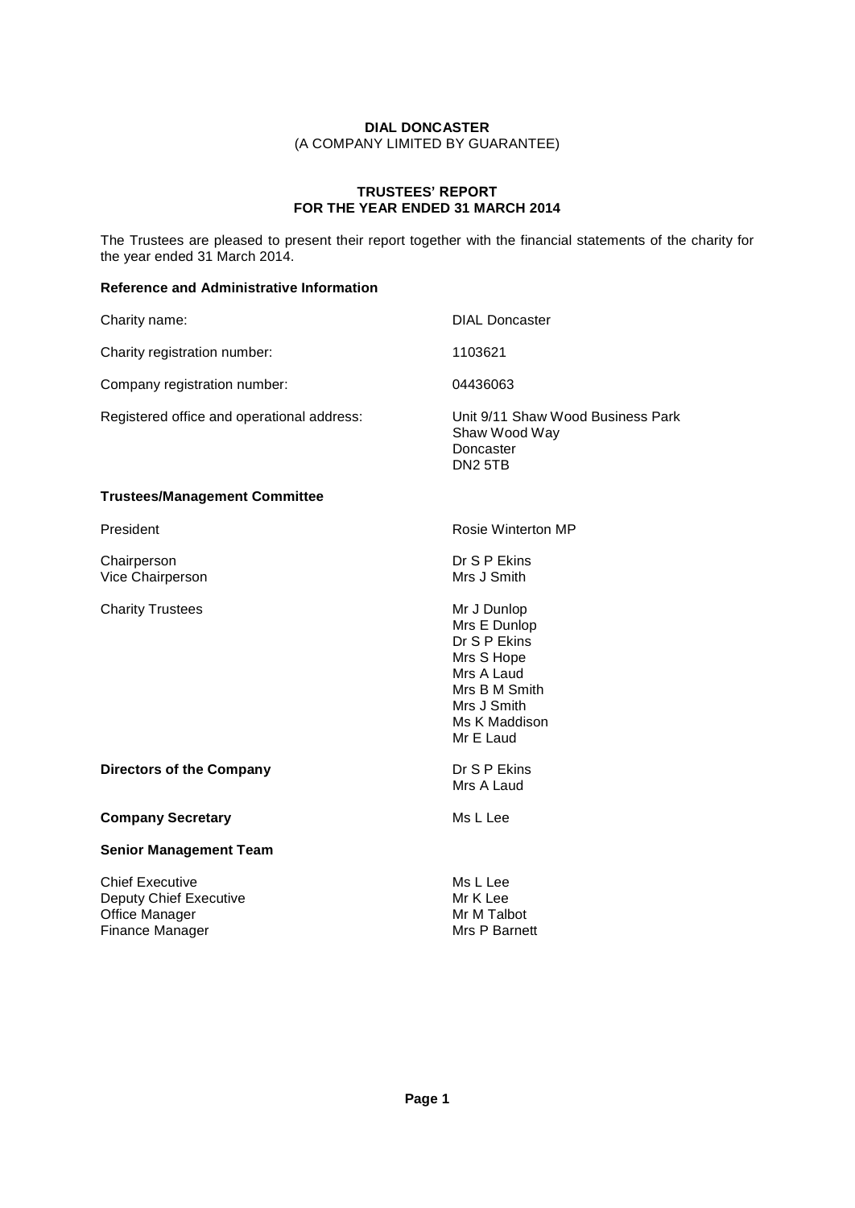**DIAL DONCASTER**
(A COMPANY LIMITED BY GUARANTEE)

**TRUSTEES' REPORT**
**FOR THE YEAR ENDED 31 MARCH 2014**

The Trustees are pleased to present their report together with the financial statements of the charity for the year ended 31 March 2014.

**Reference and Administrative Information**

| | |
|---|---|
| Charity name: | DIAL Doncaster |
| Charity registration number: | 1103621 |
| Company registration number: | 04436063 |
| Registered office and operational address: | Unit 9/11 Shaw Wood Business Park<br>Shaw Wood Way<br>Doncaster<br>DN2 5TB |

**Trustees/Management Committee**

| | |
|---|---|
| President | Rosie Winterton MP |
| Chairperson | Dr S P Ekins |
| Vice Chairperson | Mrs J Smith |
| Charity Trustees | Mr J Dunlop<br>Mrs E Dunlop<br>Dr S P Ekins<br>Mrs S Hope<br>Mrs A Laud<br>Mrs B M Smith<br>Mrs J Smith<br>Ms K Maddison<br>Mr E Laud |

| | |
|---|---|
| **Directors of the Company** | Dr S P Ekins<br>Mrs A Laud |
| **Company Secretary** | Ms L Lee |

**Senior Management Team**

| | |
|---|---|
| Chief Executive | Ms L Lee |
| Deputy Chief Executive | Mr K Lee |
| Office Manager | Mr M Talbot |
| Finance Manager | Mrs P Barnett |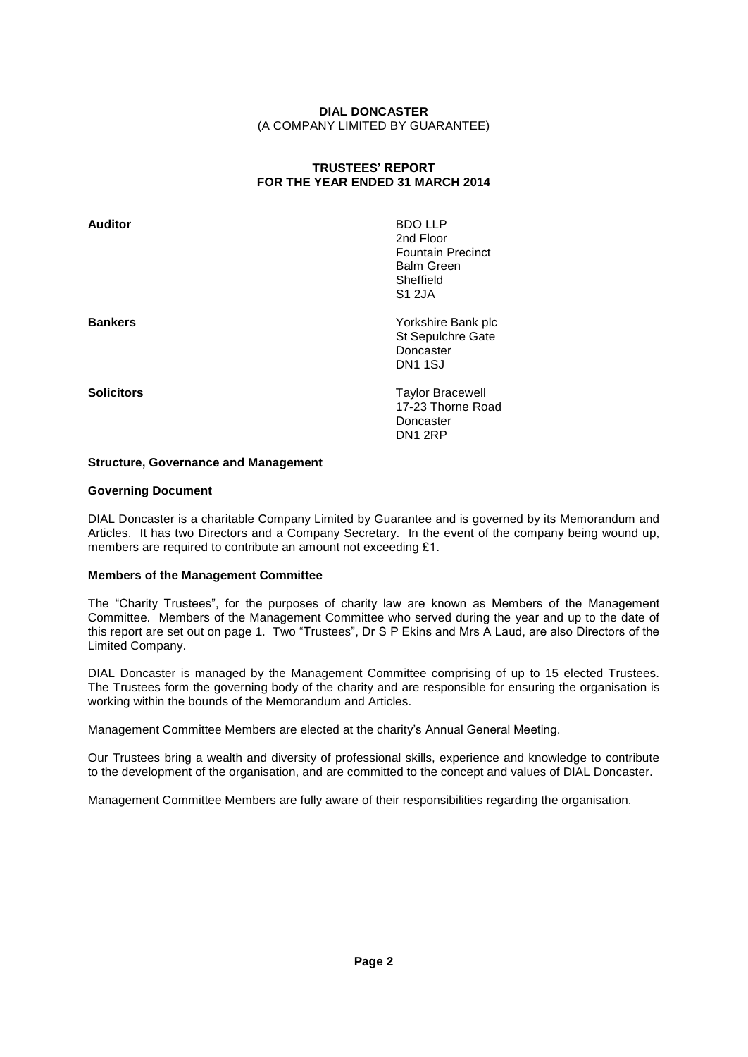**DIAL DONCASTER**
(A COMPANY LIMITED BY GUARANTEE)

**TRUSTEES' REPORT**
**FOR THE YEAR ENDED 31 MARCH 2014**

| | |
|---|---|
| **Auditor** | BDO LLP<br>2nd Floor<br>Fountain Precinct<br>Balm Green<br>Sheffield<br>S1 2JA |
| **Bankers** | Yorkshire Bank plc<br>St Sepulchre Gate<br>Doncaster<br>DN1 1SJ |
| **Solicitors** | Taylor Bracewell<br>17-23 Thorne Road<br>Doncaster<br>DN1 2RP |

## Structure, Governance and Management

### Governing Document

DIAL Doncaster is a charitable Company Limited by Guarantee and is governed by its Memorandum and Articles. It has two Directors and a Company Secretary. In the event of the company being wound up, members are required to contribute an amount not exceeding £1.

### Members of the Management Committee

The "Charity Trustees", for the purposes of charity law are known as Members of the Management Committee. Members of the Management Committee who served during the year and up to the date of this report are set out on page 1. Two "Trustees", Dr S P Ekins and Mrs A Laud, are also Directors of the Limited Company.

DIAL Doncaster is managed by the Management Committee comprising of up to 15 elected Trustees. The Trustees form the governing body of the charity and are responsible for ensuring the organisation is working within the bounds of the Memorandum and Articles.

Management Committee Members are elected at the charity's Annual General Meeting.

Our Trustees bring a wealth and diversity of professional skills, experience and knowledge to contribute to the development of the organisation, and are committed to the concept and values of DIAL Doncaster.

Management Committee Members are fully aware of their responsibilities regarding the organisation.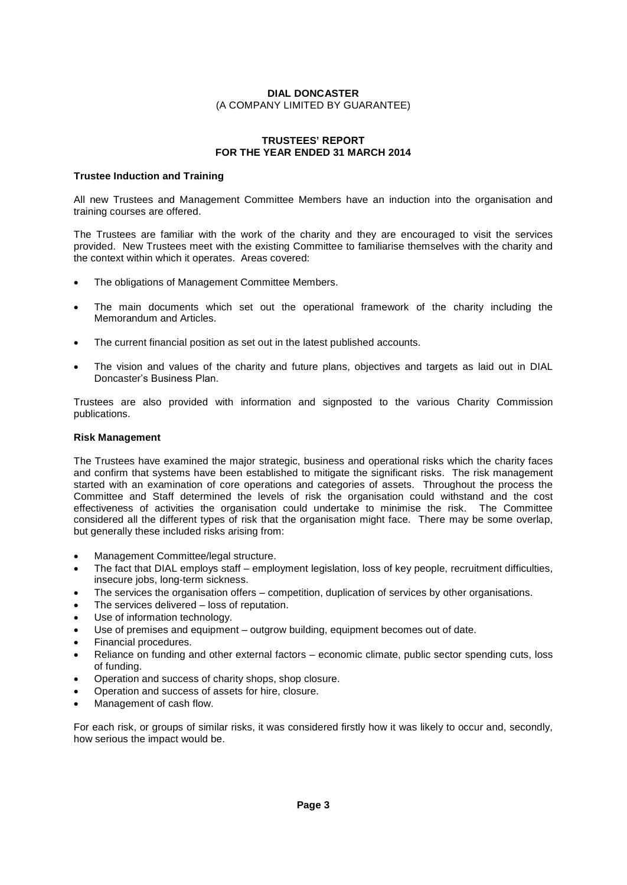**DIAL DONCASTER**
(A COMPANY LIMITED BY GUARANTEE)

**TRUSTEES' REPORT**
**FOR THE YEAR ENDED 31 MARCH 2014**

### Trustee Induction and Training

All new Trustees and Management Committee Members have an induction into the organisation and training courses are offered.

The Trustees are familiar with the work of the charity and they are encouraged to visit the services provided. New Trustees meet with the existing Committee to familiarise themselves with the charity and the context within which it operates. Areas covered:

- The obligations of Management Committee Members.
- The main documents which set out the operational framework of the charity including the Memorandum and Articles.
- The current financial position as set out in the latest published accounts.
- The vision and values of the charity and future plans, objectives and targets as laid out in DIAL Doncaster's Business Plan.

Trustees are also provided with information and signposted to the various Charity Commission publications.

### Risk Management

The Trustees have examined the major strategic, business and operational risks which the charity faces and confirm that systems have been established to mitigate the significant risks. The risk management started with an examination of core operations and categories of assets. Throughout the process the Committee and Staff determined the levels of risk the organisation could withstand and the cost effectiveness of activities the organisation could undertake to minimise the risk. The Committee considered all the different types of risk that the organisation might face. There may be some overlap, but generally these included risks arising from:

- Management Committee/legal structure.
- The fact that DIAL employs staff – employment legislation, loss of key people, recruitment difficulties, insecure jobs, long-term sickness.
- The services the organisation offers – competition, duplication of services by other organisations.
- The services delivered – loss of reputation.
- Use of information technology.
- Use of premises and equipment – outgrow building, equipment becomes out of date.
- Financial procedures.
- Reliance on funding and other external factors – economic climate, public sector spending cuts, loss of funding.
- Operation and success of charity shops, shop closure.
- Operation and success of assets for hire, closure.
- Management of cash flow.

For each risk, or groups of similar risks, it was considered firstly how it was likely to occur and, secondly, how serious the impact would be.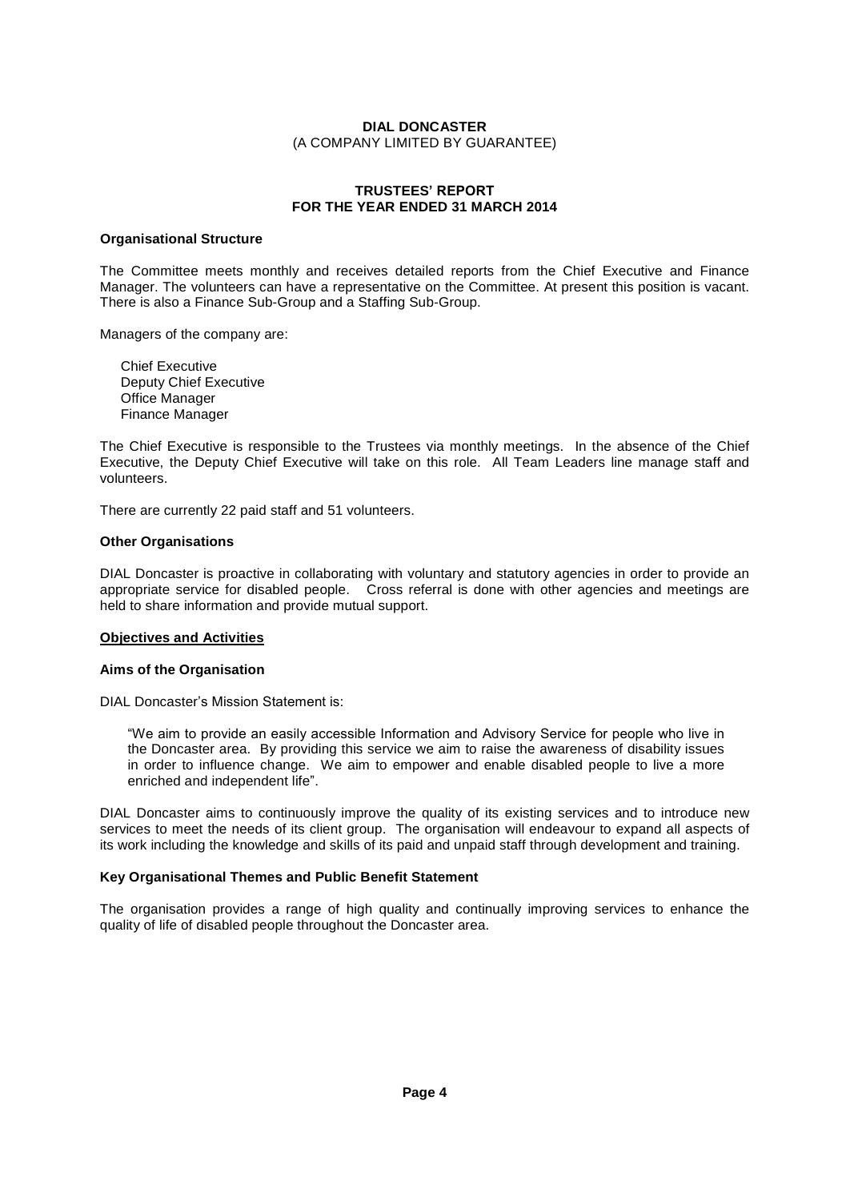**DIAL DONCASTER**
(A COMPANY LIMITED BY GUARANTEE)

**TRUSTEES' REPORT**
**FOR THE YEAR ENDED 31 MARCH 2014**

**Organisational Structure**

The Committee meets monthly and receives detailed reports from the Chief Executive and Finance Manager. The volunteers can have a representative on the Committee. At present this position is vacant. There is also a Finance Sub-Group and a Staffing Sub-Group.

Managers of the company are:

- Chief Executive
- Deputy Chief Executive
- Office Manager
- Finance Manager

The Chief Executive is responsible to the Trustees via monthly meetings. In the absence of the Chief Executive, the Deputy Chief Executive will take on this role. All Team Leaders line manage staff and volunteers.

There are currently 22 paid staff and 51 volunteers.

**Other Organisations**

DIAL Doncaster is proactive in collaborating with voluntary and statutory agencies in order to provide an appropriate service for disabled people. Cross referral is done with other agencies and meetings are held to share information and provide mutual support.

## Objectives and Activities

**Aims of the Organisation**

DIAL Doncaster's Mission Statement is:

> "We aim to provide an easily accessible Information and Advisory Service for people who live in the Doncaster area. By providing this service we aim to raise the awareness of disability issues in order to influence change. We aim to empower and enable disabled people to live a more enriched and independent life".

DIAL Doncaster aims to continuously improve the quality of its existing services and to introduce new services to meet the needs of its client group. The organisation will endeavour to expand all aspects of its work including the knowledge and skills of its paid and unpaid staff through development and training.

**Key Organisational Themes and Public Benefit Statement**

The organisation provides a range of high quality and continually improving services to enhance the quality of life of disabled people throughout the Doncaster area.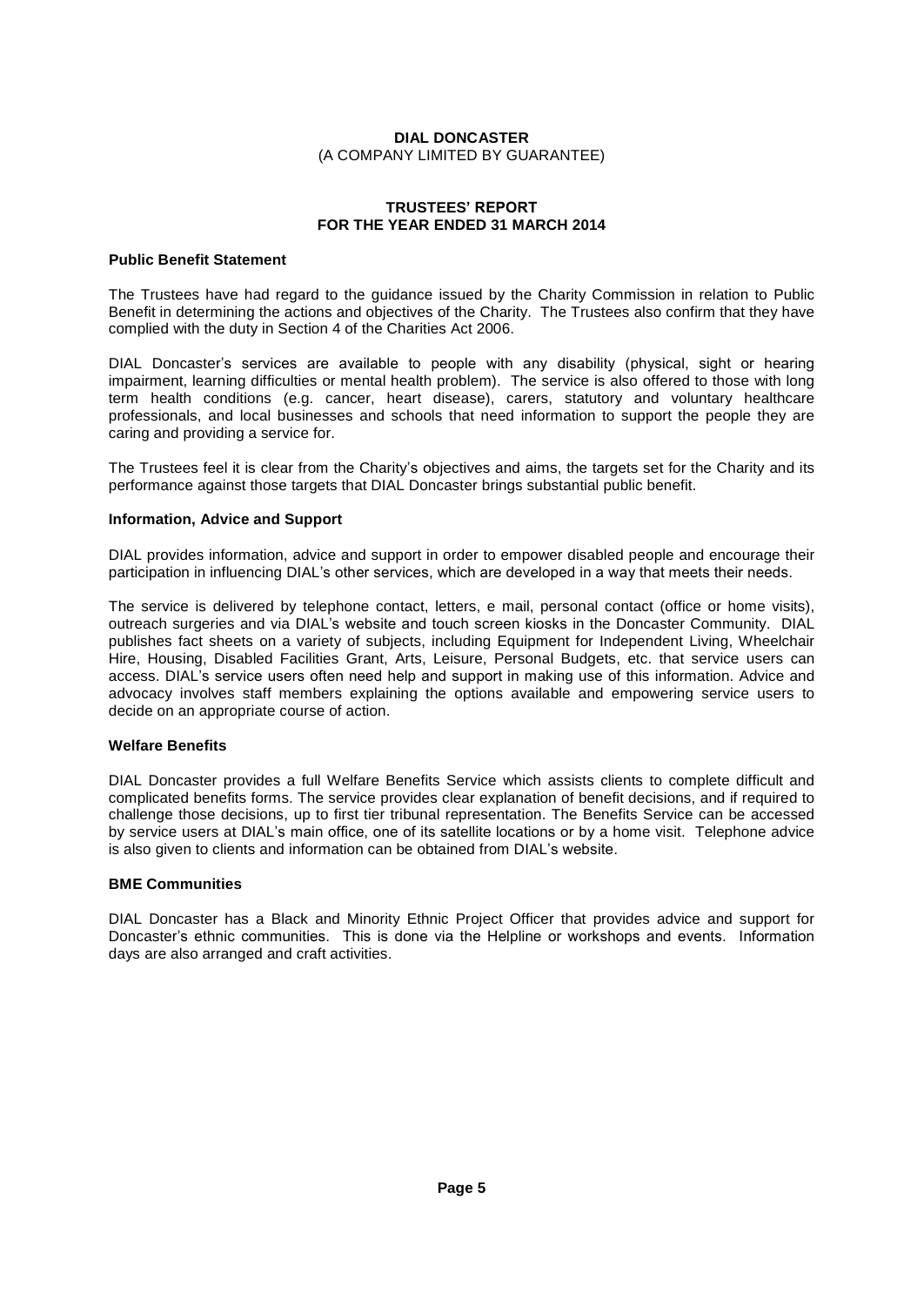**DIAL DONCASTER**
(A COMPANY LIMITED BY GUARANTEE)

**TRUSTEES' REPORT**
**FOR THE YEAR ENDED 31 MARCH 2014**

**Public Benefit Statement**

The Trustees have had regard to the guidance issued by the Charity Commission in relation to Public Benefit in determining the actions and objectives of the Charity. The Trustees also confirm that they have complied with the duty in Section 4 of the Charities Act 2006.

DIAL Doncaster's services are available to people with any disability (physical, sight or hearing impairment, learning difficulties or mental health problem). The service is also offered to those with long term health conditions (e.g. cancer, heart disease), carers, statutory and voluntary healthcare professionals, and local businesses and schools that need information to support the people they are caring and providing a service for.

The Trustees feel it is clear from the Charity's objectives and aims, the targets set for the Charity and its performance against those targets that DIAL Doncaster brings substantial public benefit.

**Information, Advice and Support**

DIAL provides information, advice and support in order to empower disabled people and encourage their participation in influencing DIAL's other services, which are developed in a way that meets their needs.

The service is delivered by telephone contact, letters, e mail, personal contact (office or home visits), outreach surgeries and via DIAL's website and touch screen kiosks in the Doncaster Community. DIAL publishes fact sheets on a variety of subjects, including Equipment for Independent Living, Wheelchair Hire, Housing, Disabled Facilities Grant, Arts, Leisure, Personal Budgets, etc. that service users can access. DIAL's service users often need help and support in making use of this information. Advice and advocacy involves staff members explaining the options available and empowering service users to decide on an appropriate course of action.

**Welfare Benefits**

DIAL Doncaster provides a full Welfare Benefits Service which assists clients to complete difficult and complicated benefits forms. The service provides clear explanation of benefit decisions, and if required to challenge those decisions, up to first tier tribunal representation. The Benefits Service can be accessed by service users at DIAL's main office, one of its satellite locations or by a home visit. Telephone advice is also given to clients and information can be obtained from DIAL's website.

**BME Communities**

DIAL Doncaster has a Black and Minority Ethnic Project Officer that provides advice and support for Doncaster's ethnic communities. This is done via the Helpline or workshops and events. Information days are also arranged and craft activities.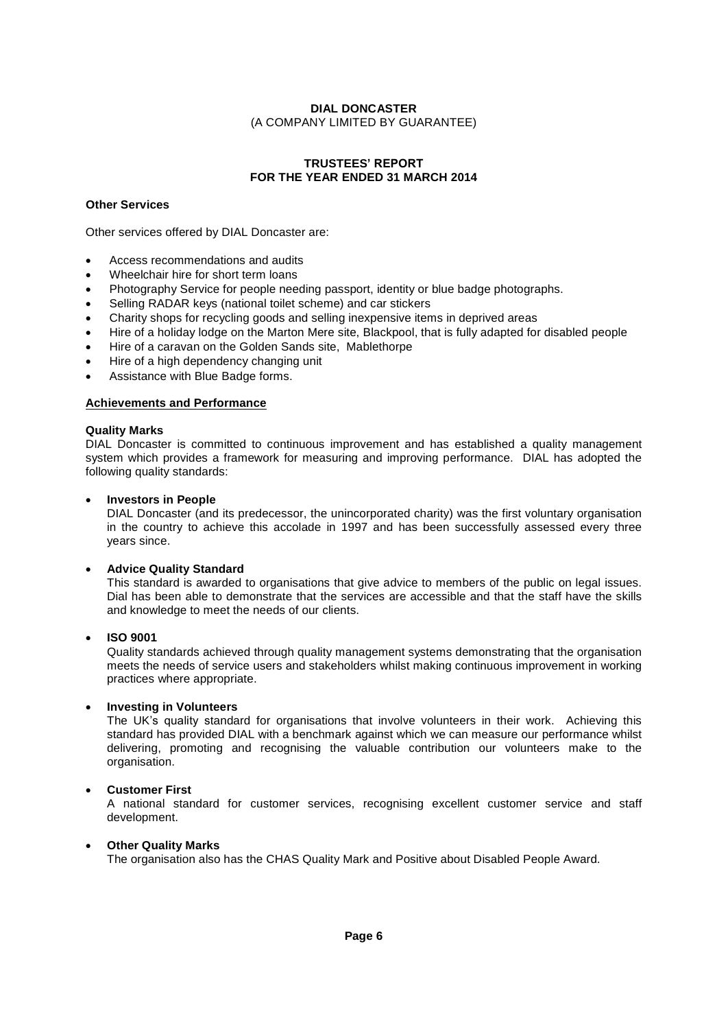**DIAL DONCASTER**
(A COMPANY LIMITED BY GUARANTEE)

**TRUSTEES' REPORT**
**FOR THE YEAR ENDED 31 MARCH 2014**

**Other Services**

Other services offered by DIAL Doncaster are:

- Access recommendations and audits
- Wheelchair hire for short term loans
- Photography Service for people needing passport, identity or blue badge photographs.
- Selling RADAR keys (national toilet scheme) and car stickers
- Charity shops for recycling goods and selling inexpensive items in deprived areas
- Hire of a holiday lodge on the Marton Mere site, Blackpool, that is fully adapted for disabled people
- Hire of a caravan on the Golden Sands site, Mablethorpe
- Hire of a high dependency changing unit
- Assistance with Blue Badge forms.

**Achievements and Performance**

**Quality Marks**

DIAL Doncaster is committed to continuous improvement and has established a quality management system which provides a framework for measuring and improving performance. DIAL has adopted the following quality standards:

- **Investors in People**
  DIAL Doncaster (and its predecessor, the unincorporated charity) was the first voluntary organisation in the country to achieve this accolade in 1997 and has been successfully assessed every three years since.

- **Advice Quality Standard**
  This standard is awarded to organisations that give advice to members of the public on legal issues. Dial has been able to demonstrate that the services are accessible and that the staff have the skills and knowledge to meet the needs of our clients.

- **ISO 9001**
  Quality standards achieved through quality management systems demonstrating that the organisation meets the needs of service users and stakeholders whilst making continuous improvement in working practices where appropriate.

- **Investing in Volunteers**
  The UK's quality standard for organisations that involve volunteers in their work. Achieving this standard has provided DIAL with a benchmark against which we can measure our performance whilst delivering, promoting and recognising the valuable contribution our volunteers make to the organisation.

- **Customer First**
  A national standard for customer services, recognising excellent customer service and staff development.

- **Other Quality Marks**
  The organisation also has the CHAS Quality Mark and Positive about Disabled People Award.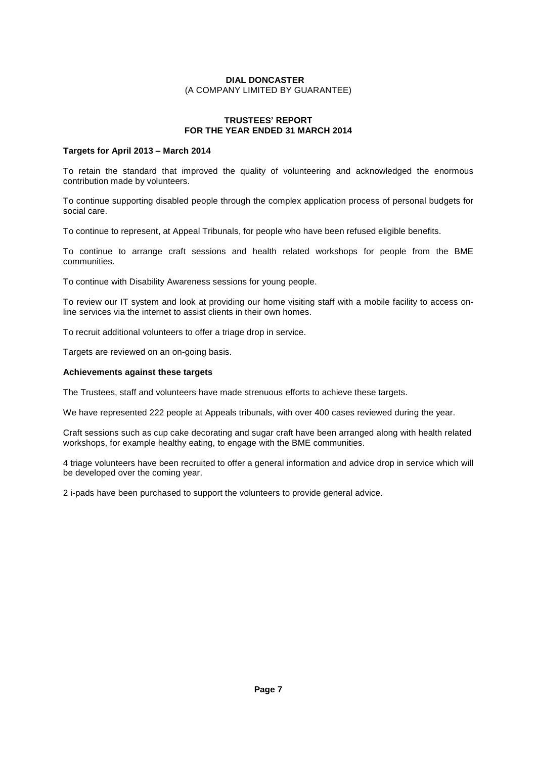**DIAL DONCASTER**
(A COMPANY LIMITED BY GUARANTEE)

**TRUSTEES' REPORT**
**FOR THE YEAR ENDED 31 MARCH 2014**

**Targets for April 2013 – March 2014**

To retain the standard that improved the quality of volunteering and acknowledged the enormous contribution made by volunteers.

To continue supporting disabled people through the complex application process of personal budgets for social care.

To continue to represent, at Appeal Tribunals, for people who have been refused eligible benefits.

To continue to arrange craft sessions and health related workshops for people from the BME communities.

To continue with Disability Awareness sessions for young people.

To review our IT system and look at providing our home visiting staff with a mobile facility to access on-line services via the internet to assist clients in their own homes.

To recruit additional volunteers to offer a triage drop in service.

Targets are reviewed on an on-going basis.

**Achievements against these targets**

The Trustees, staff and volunteers have made strenuous efforts to achieve these targets.

We have represented 222 people at Appeals tribunals, with over 400 cases reviewed during the year.

Craft sessions such as cup cake decorating and sugar craft have been arranged along with health related workshops, for example healthy eating, to engage with the BME communities.

4 triage volunteers have been recruited to offer a general information and advice drop in service which will be developed over the coming year.

2 i-pads have been purchased to support the volunteers to provide general advice.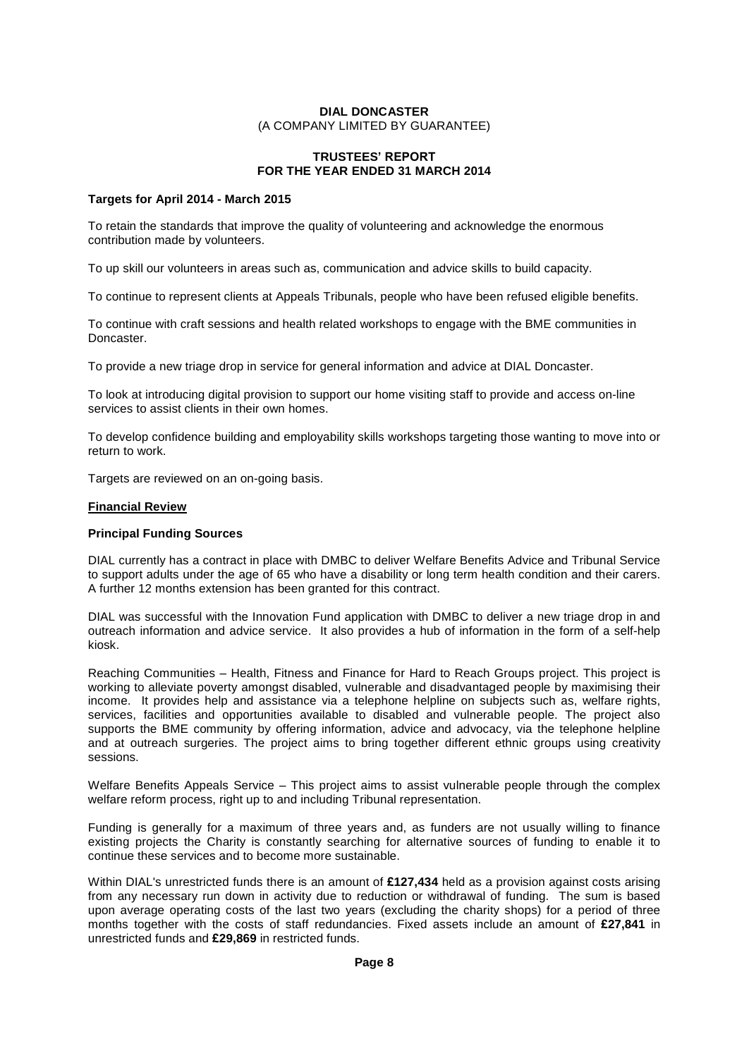**DIAL DONCASTER**
(A COMPANY LIMITED BY GUARANTEE)

**TRUSTEES' REPORT**
**FOR THE YEAR ENDED 31 MARCH 2014**

**Targets for April 2014 - March 2015**

To retain the standards that improve the quality of volunteering and acknowledge the enormous contribution made by volunteers.

To up skill our volunteers in areas such as, communication and advice skills to build capacity.

To continue to represent clients at Appeals Tribunals, people who have been refused eligible benefits.

To continue with craft sessions and health related workshops to engage with the BME communities in Doncaster.

To provide a new triage drop in service for general information and advice at DIAL Doncaster.

To look at introducing digital provision to support our home visiting staff to provide and access on-line services to assist clients in their own homes.

To develop confidence building and employability skills workshops targeting those wanting to move into or return to work.

Targets are reviewed on an on-going basis.

**Financial Review**

**Principal Funding Sources**

DIAL currently has a contract in place with DMBC to deliver Welfare Benefits Advice and Tribunal Service to support adults under the age of 65 who have a disability or long term health condition and their carers. A further 12 months extension has been granted for this contract.

DIAL was successful with the Innovation Fund application with DMBC to deliver a new triage drop in and outreach information and advice service. It also provides a hub of information in the form of a self-help kiosk.

Reaching Communities – Health, Fitness and Finance for Hard to Reach Groups project. This project is working to alleviate poverty amongst disabled, vulnerable and disadvantaged people by maximising their income. It provides help and assistance via a telephone helpline on subjects such as, welfare rights, services, facilities and opportunities available to disabled and vulnerable people. The project also supports the BME community by offering information, advice and advocacy, via the telephone helpline and at outreach surgeries. The project aims to bring together different ethnic groups using creativity sessions.

Welfare Benefits Appeals Service – This project aims to assist vulnerable people through the complex welfare reform process, right up to and including Tribunal representation.

Funding is generally for a maximum of three years and, as funders are not usually willing to finance existing projects the Charity is constantly searching for alternative sources of funding to enable it to continue these services and to become more sustainable.

Within DIAL's unrestricted funds there is an amount of **£127,434** held as a provision against costs arising from any necessary run down in activity due to reduction or withdrawal of funding. The sum is based upon average operating costs of the last two years (excluding the charity shops) for a period of three months together with the costs of staff redundancies. Fixed assets include an amount of **£27,841** in unrestricted funds and **£29,869** in restricted funds.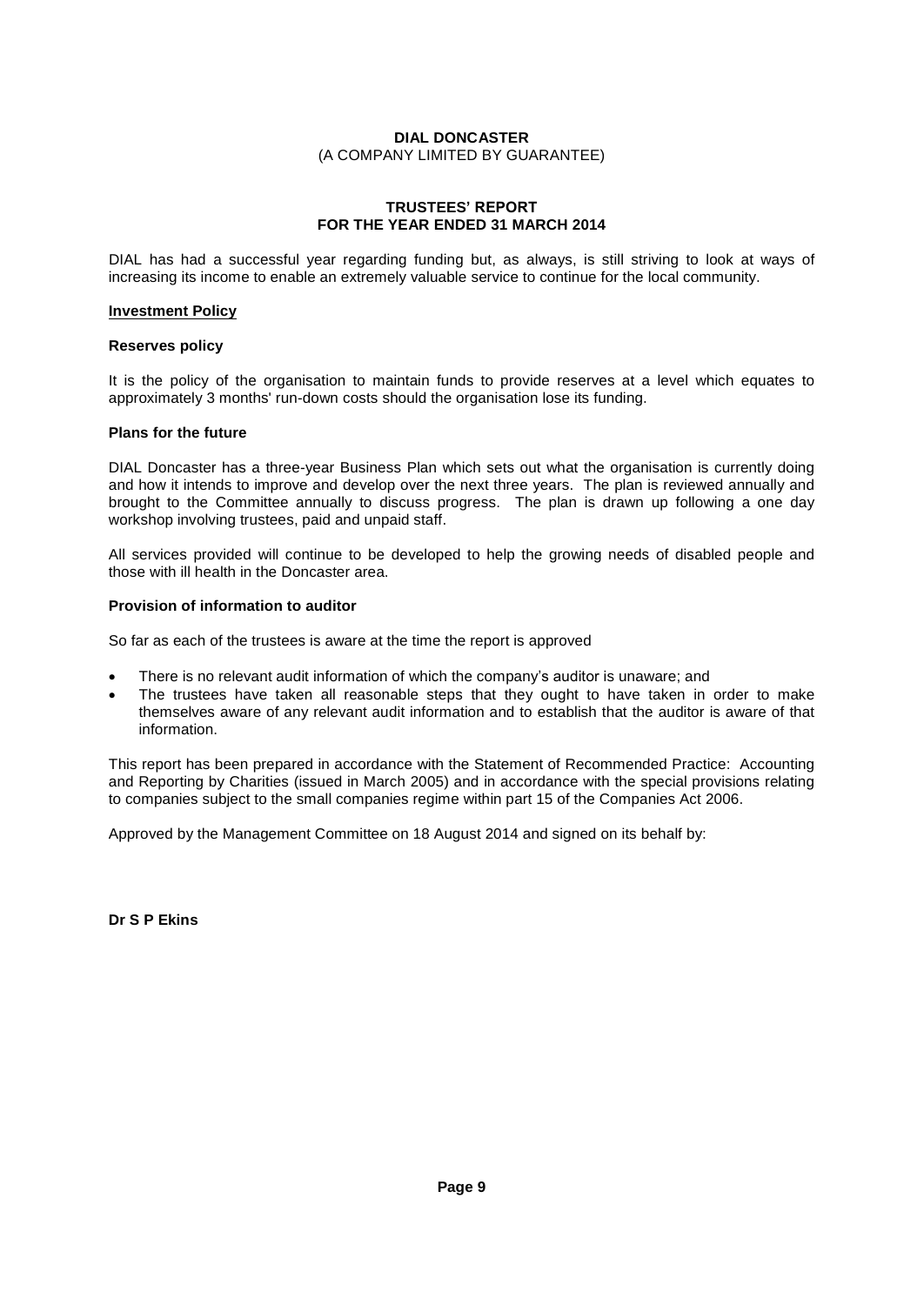**DIAL DONCASTER**
(A COMPANY LIMITED BY GUARANTEE)

**TRUSTEES' REPORT**
**FOR THE YEAR ENDED 31 MARCH 2014**

DIAL has had a successful year regarding funding but, as always, is still striving to look at ways of increasing its income to enable an extremely valuable service to continue for the local community.

**Investment Policy**

**Reserves policy**

It is the policy of the organisation to maintain funds to provide reserves at a level which equates to approximately 3 months' run-down costs should the organisation lose its funding.

**Plans for the future**

DIAL Doncaster has a three-year Business Plan which sets out what the organisation is currently doing and how it intends to improve and develop over the next three years. The plan is reviewed annually and brought to the Committee annually to discuss progress. The plan is drawn up following a one day workshop involving trustees, paid and unpaid staff.

All services provided will continue to be developed to help the growing needs of disabled people and those with ill health in the Doncaster area.

**Provision of information to auditor**

So far as each of the trustees is aware at the time the report is approved

- There is no relevant audit information of which the company's auditor is unaware; and
- The trustees have taken all reasonable steps that they ought to have taken in order to make themselves aware of any relevant audit information and to establish that the auditor is aware of that information.

This report has been prepared in accordance with the Statement of Recommended Practice: Accounting and Reporting by Charities (issued in March 2005) and in accordance with the special provisions relating to companies subject to the small companies regime within part 15 of the Companies Act 2006.

Approved by the Management Committee on 18 August 2014 and signed on its behalf by:

**Dr S P Ekins**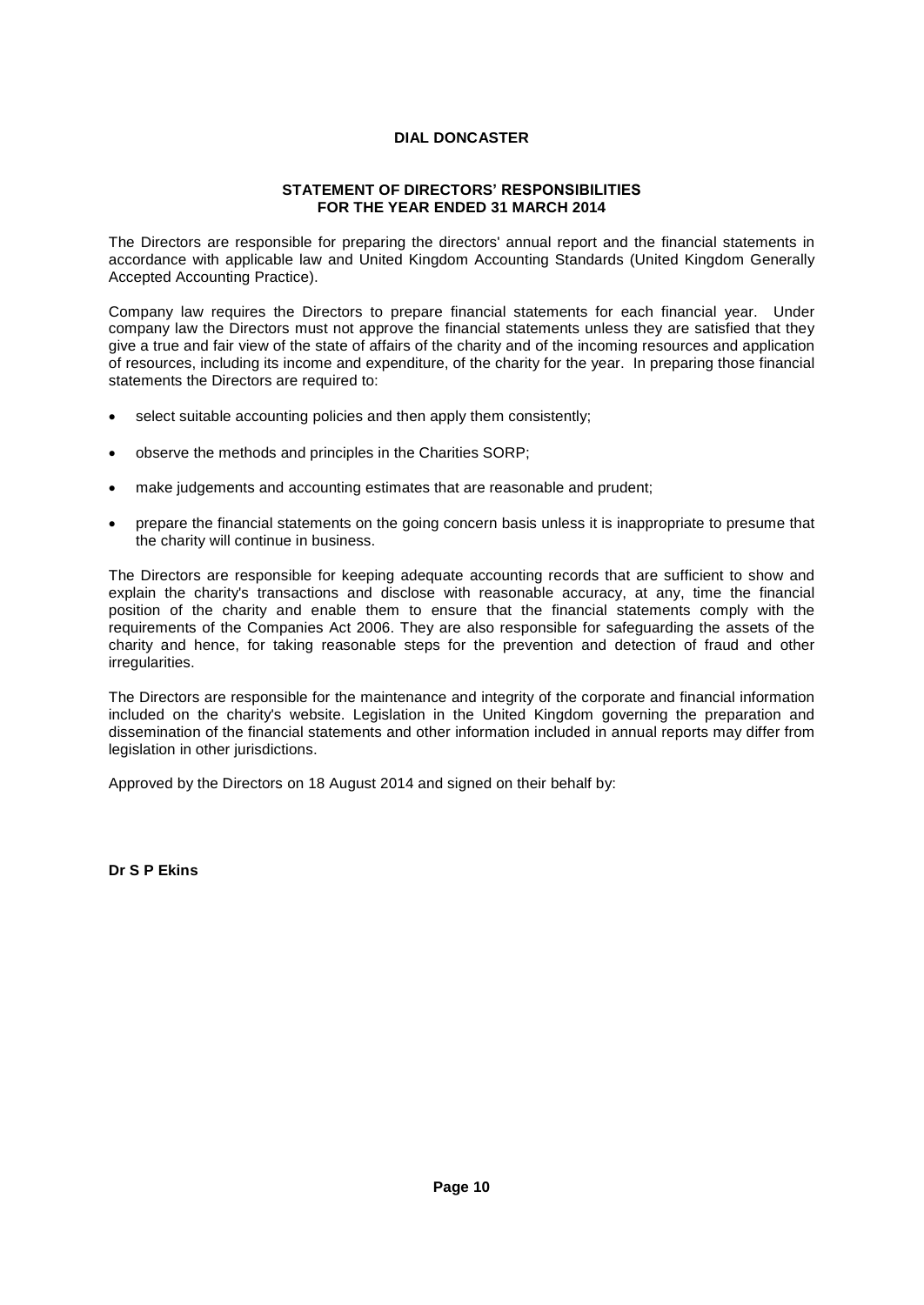# DIAL DONCASTER

## STATEMENT OF DIRECTORS' RESPONSIBILITIES
## FOR THE YEAR ENDED 31 MARCH 2014

The Directors are responsible for preparing the directors' annual report and the financial statements in accordance with applicable law and United Kingdom Accounting Standards (United Kingdom Generally Accepted Accounting Practice).

Company law requires the Directors to prepare financial statements for each financial year. Under company law the Directors must not approve the financial statements unless they are satisfied that they give a true and fair view of the state of affairs of the charity and of the incoming resources and application of resources, including its income and expenditure, of the charity for the year. In preparing those financial statements the Directors are required to:

- select suitable accounting policies and then apply them consistently;
- observe the methods and principles in the Charities SORP;
- make judgements and accounting estimates that are reasonable and prudent;
- prepare the financial statements on the going concern basis unless it is inappropriate to presume that the charity will continue in business.

The Directors are responsible for keeping adequate accounting records that are sufficient to show and explain the charity's transactions and disclose with reasonable accuracy, at any, time the financial position of the charity and enable them to ensure that the financial statements comply with the requirements of the Companies Act 2006. They are also responsible for safeguarding the assets of the charity and hence, for taking reasonable steps for the prevention and detection of fraud and other irregularities.

The Directors are responsible for the maintenance and integrity of the corporate and financial information included on the charity's website. Legislation in the United Kingdom governing the preparation and dissemination of the financial statements and other information included in annual reports may differ from legislation in other jurisdictions.

Approved by the Directors on 18 August 2014 and signed on their behalf by:

**Dr S P Ekins**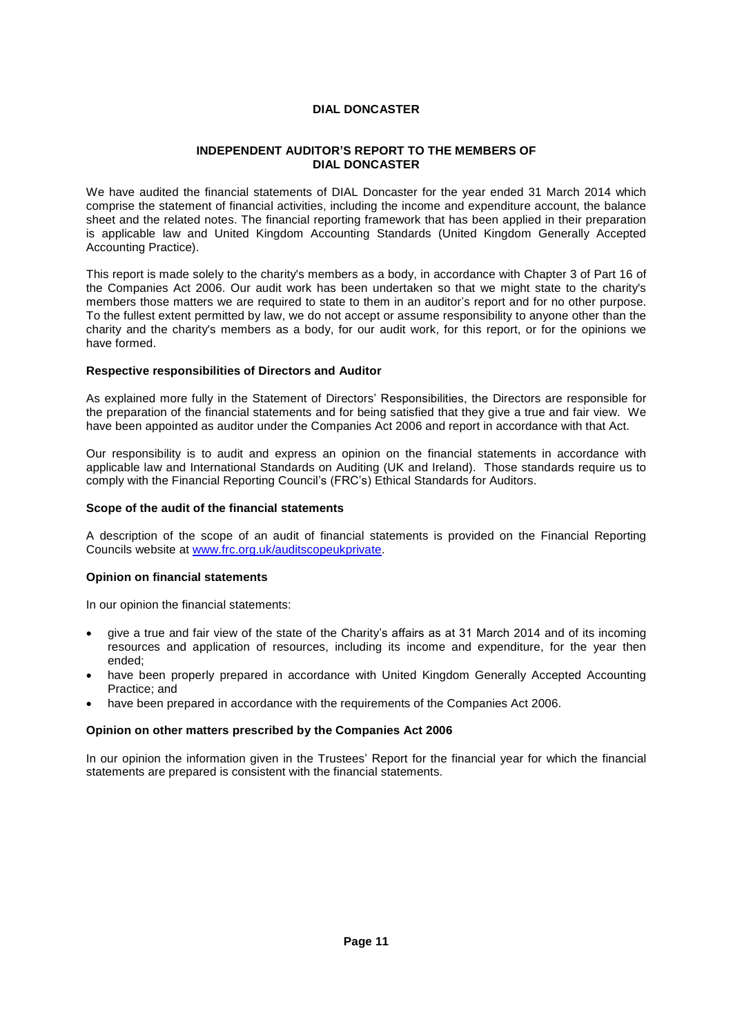# DIAL DONCASTER

## INDEPENDENT AUDITOR'S REPORT TO THE MEMBERS OF DIAL DONCASTER

We have audited the financial statements of DIAL Doncaster for the year ended 31 March 2014 which comprise the statement of financial activities, including the income and expenditure account, the balance sheet and the related notes. The financial reporting framework that has been applied in their preparation is applicable law and United Kingdom Accounting Standards (United Kingdom Generally Accepted Accounting Practice).

This report is made solely to the charity's members as a body, in accordance with Chapter 3 of Part 16 of the Companies Act 2006. Our audit work has been undertaken so that we might state to the charity's members those matters we are required to state to them in an auditor's report and for no other purpose. To the fullest extent permitted by law, we do not accept or assume responsibility to anyone other than the charity and the charity's members as a body, for our audit work, for this report, or for the opinions we have formed.

**Respective responsibilities of Directors and Auditor**

As explained more fully in the Statement of Directors' Responsibilities, the Directors are responsible for the preparation of the financial statements and for being satisfied that they give a true and fair view. We have been appointed as auditor under the Companies Act 2006 and report in accordance with that Act.

Our responsibility is to audit and express an opinion on the financial statements in accordance with applicable law and International Standards on Auditing (UK and Ireland). Those standards require us to comply with the Financial Reporting Council's (FRC's) Ethical Standards for Auditors.

**Scope of the audit of the financial statements**

A description of the scope of an audit of financial statements is provided on the Financial Reporting Councils website at www.frc.org.uk/auditscopeukprivate.

**Opinion on financial statements**

In our opinion the financial statements:

- give a true and fair view of the state of the Charity's affairs as at 31 March 2014 and of its incoming resources and application of resources, including its income and expenditure, for the year then ended;
- have been properly prepared in accordance with United Kingdom Generally Accepted Accounting Practice; and
- have been prepared in accordance with the requirements of the Companies Act 2006.

**Opinion on other matters prescribed by the Companies Act 2006**

In our opinion the information given in the Trustees' Report for the financial year for which the financial statements are prepared is consistent with the financial statements.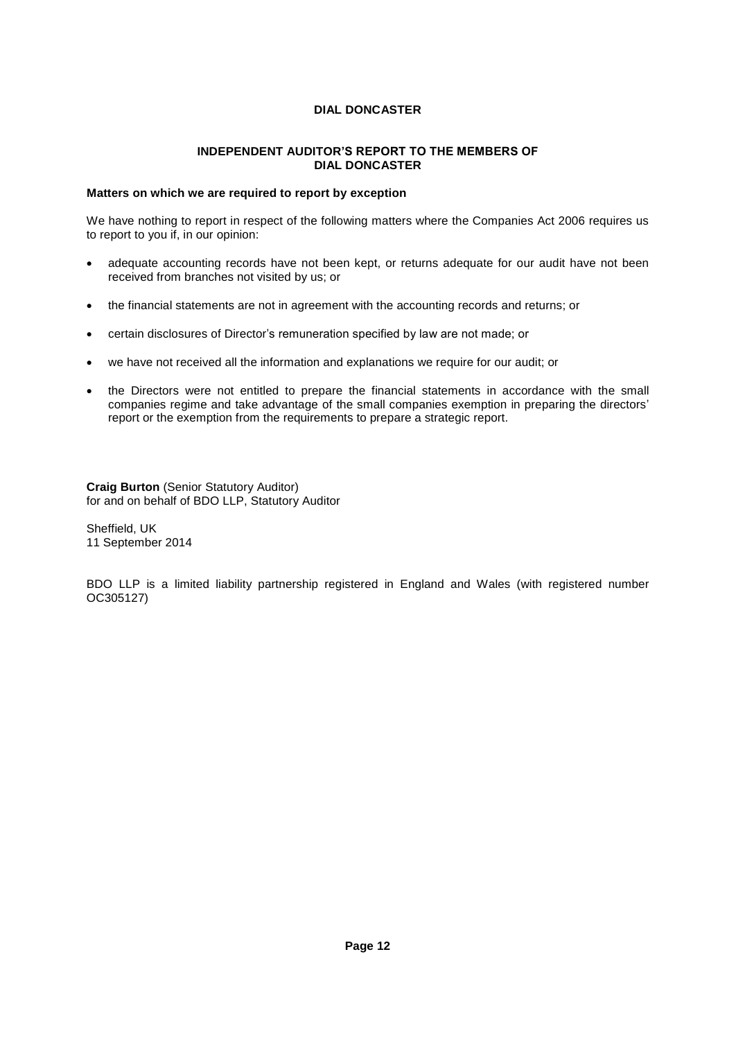# DIAL DONCASTER

## INDEPENDENT AUDITOR'S REPORT TO THE MEMBERS OF DIAL DONCASTER

**Matters on which we are required to report by exception**

We have nothing to report in respect of the following matters where the Companies Act 2006 requires us to report to you if, in our opinion:

- adequate accounting records have not been kept, or returns adequate for our audit have not been received from branches not visited by us; or
- the financial statements are not in agreement with the accounting records and returns; or
- certain disclosures of Director's remuneration specified by law are not made; or
- we have not received all the information and explanations we require for our audit; or
- the Directors were not entitled to prepare the financial statements in accordance with the small companies regime and take advantage of the small companies exemption in preparing the directors' report or the exemption from the requirements to prepare a strategic report.

**Craig Burton** (Senior Statutory Auditor)
for and on behalf of BDO LLP, Statutory Auditor

Sheffield, UK
11 September 2014

BDO LLP is a limited liability partnership registered in England and Wales (with registered number OC305127)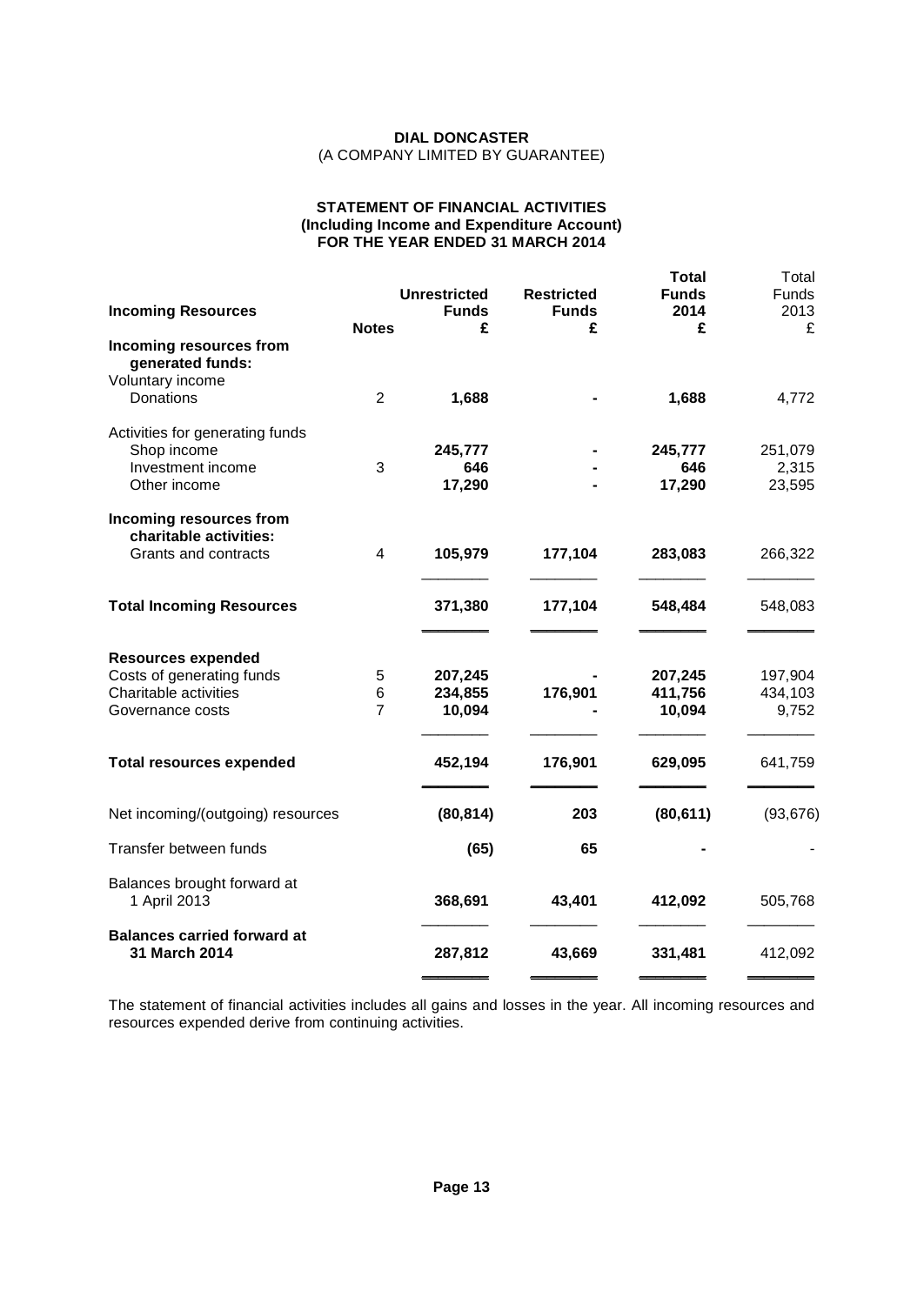**DIAL DONCASTER**
(A COMPANY LIMITED BY GUARANTEE)

## STATEMENT OF FINANCIAL ACTIVITIES
### (Including Income and Expenditure Account)
### FOR THE YEAR ENDED 31 MARCH 2014

| **Incoming Resources** | **Notes** | **Unrestricted Funds £** | **Restricted Funds £** | **Total Funds 2014 £** | Total Funds 2013 £ |
|---|---|---|---|---|---|
| **Incoming resources from generated funds:** | | | | | |
| Voluntary income | | | | | |
| Donations | 2 | **1,688** | **-** | **1,688** | 4,772 |
| Activities for generating funds | | | | | |
| Shop income | | **245,777** | **-** | **245,777** | 251,079 |
| Investment income | 3 | **646** | **-** | **646** | 2,315 |
| Other income | | **17,290** | **-** | **17,290** | 23,595 |
| **Incoming resources from charitable activities:** | | | | | |
| Grants and contracts | 4 | **105,979** | **177,104** | **283,083** | 266,322 |
| **Total Incoming Resources** | | **371,380** | **177,104** | **548,484** | 548,083 |
| **Resources expended** | | | | | |
| Costs of generating funds | 5 | **207,245** | **-** | **207,245** | 197,904 |
| Charitable activities | 6 | **234,855** | **176,901** | **411,756** | 434,103 |
| Governance costs | 7 | **10,094** | **-** | **10,094** | 9,752 |
| **Total resources expended** | | **452,194** | **176,901** | **629,095** | 641,759 |
| Net incoming/(outgoing) resources | | **(80,814)** | **203** | **(80,611)** | (93,676) |
| Transfer between funds | | **(65)** | **65** | **-** | - |
| Balances brought forward at 1 April 2013 | | **368,691** | **43,401** | **412,092** | 505,768 |
| **Balances carried forward at 31 March 2014** | | **287,812** | **43,669** | **331,481** | 412,092 |

The statement of financial activities includes all gains and losses in the year. All incoming resources and resources expended derive from continuing activities.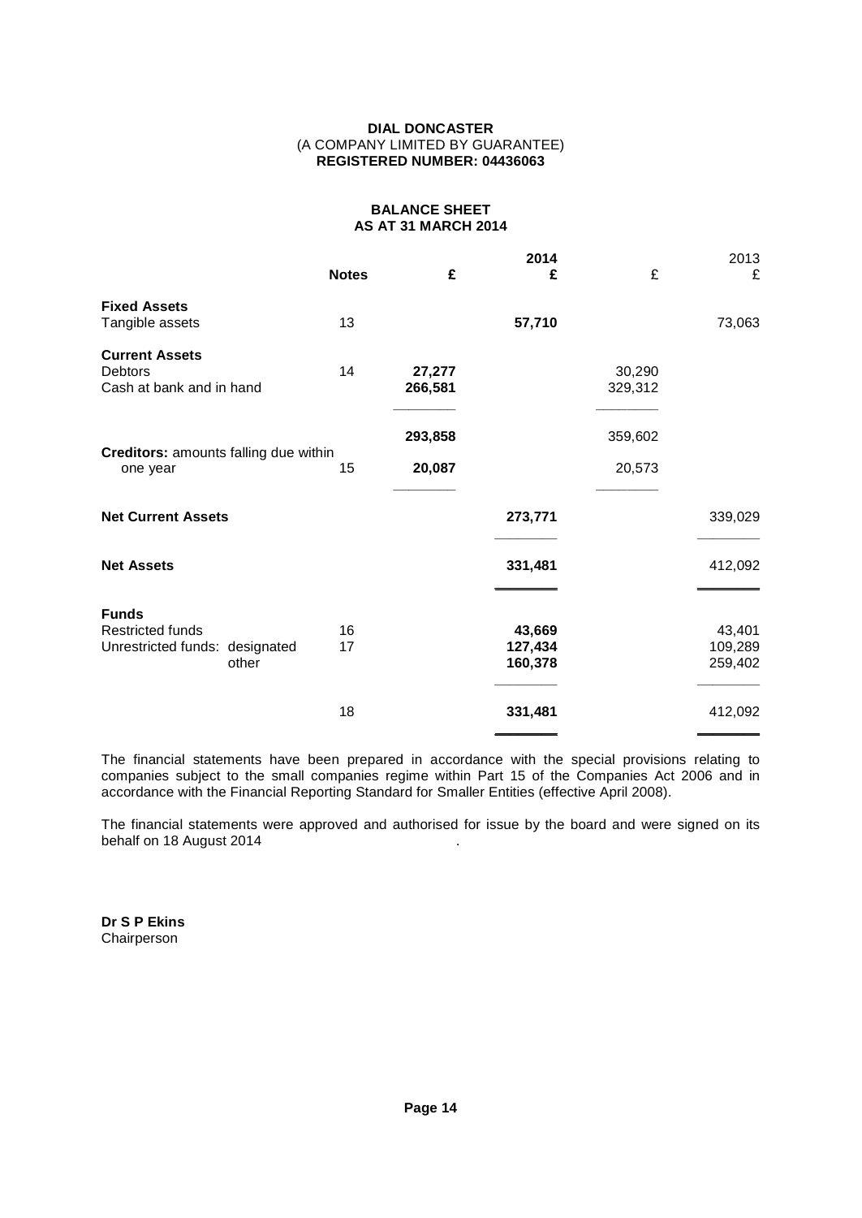**DIAL DONCASTER**
(A COMPANY LIMITED BY GUARANTEE)
**REGISTERED NUMBER: 04436063**

## BALANCE SHEET
## AS AT 31 MARCH 2014

| | Notes | 2014 £ | 2014 £ | 2013 £ | 2013 £ |
|---|---|---|---|---|---|
| **Fixed Assets** | | | | | |
| Tangible assets | 13 | | **57,710** | | 73,063 |
| **Current Assets** | | | | | |
| Debtors | 14 | **27,277** | | 30,290 | |
| Cash at bank and in hand | | **266,581** | | 329,312 | |
| | | **293,858** | | 359,602 | |
| **Creditors:** amounts falling due within one year | 15 | **20,087** | | 20,573 | |
| **Net Current Assets** | | | **273,771** | | 339,029 |
| **Net Assets** | | | **331,481** | | 412,092 |
| **Funds** | | | | | |
| Restricted funds | 16 | | **43,669** | | 43,401 |
| Unrestricted funds: designated | 17 | | **127,434** | | 109,289 |
| Unrestricted funds: other | | | **160,378** | | 259,402 |
| | 18 | | **331,481** | | 412,092 |

The financial statements have been prepared in accordance with the special provisions relating to companies subject to the small companies regime within Part 15 of the Companies Act 2006 and in accordance with the Financial Reporting Standard for Smaller Entities (effective April 2008).

The financial statements were approved and authorised for issue by the board and were signed on its behalf on 18 August 2014 .

**Dr S P Ekins**
Chairperson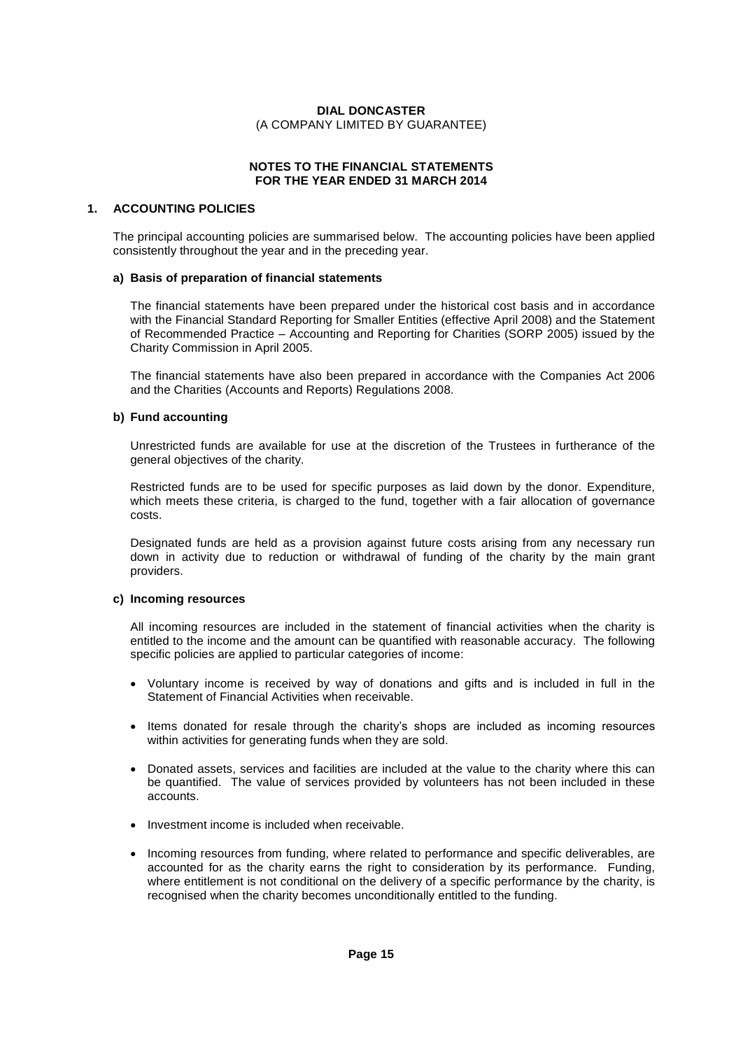**DIAL DONCASTER**
(A COMPANY LIMITED BY GUARANTEE)

**NOTES TO THE FINANCIAL STATEMENTS**
**FOR THE YEAR ENDED 31 MARCH 2014**

## 1. ACCOUNTING POLICIES

The principal accounting policies are summarised below. The accounting policies have been applied consistently throughout the year and in the preceding year.

### a) Basis of preparation of financial statements

The financial statements have been prepared under the historical cost basis and in accordance with the Financial Standard Reporting for Smaller Entities (effective April 2008) and the Statement of Recommended Practice – Accounting and Reporting for Charities (SORP 2005) issued by the Charity Commission in April 2005.

The financial statements have also been prepared in accordance with the Companies Act 2006 and the Charities (Accounts and Reports) Regulations 2008.

### b) Fund accounting

Unrestricted funds are available for use at the discretion of the Trustees in furtherance of the general objectives of the charity.

Restricted funds are to be used for specific purposes as laid down by the donor. Expenditure, which meets these criteria, is charged to the fund, together with a fair allocation of governance costs.

Designated funds are held as a provision against future costs arising from any necessary run down in activity due to reduction or withdrawal of funding of the charity by the main grant providers.

### c) Incoming resources

All incoming resources are included in the statement of financial activities when the charity is entitled to the income and the amount can be quantified with reasonable accuracy. The following specific policies are applied to particular categories of income:

- Voluntary income is received by way of donations and gifts and is included in full in the Statement of Financial Activities when receivable.
- Items donated for resale through the charity's shops are included as incoming resources within activities for generating funds when they are sold.
- Donated assets, services and facilities are included at the value to the charity where this can be quantified. The value of services provided by volunteers has not been included in these accounts.
- Investment income is included when receivable.
- Incoming resources from funding, where related to performance and specific deliverables, are accounted for as the charity earns the right to consideration by its performance. Funding, where entitlement is not conditional on the delivery of a specific performance by the charity, is recognised when the charity becomes unconditionally entitled to the funding.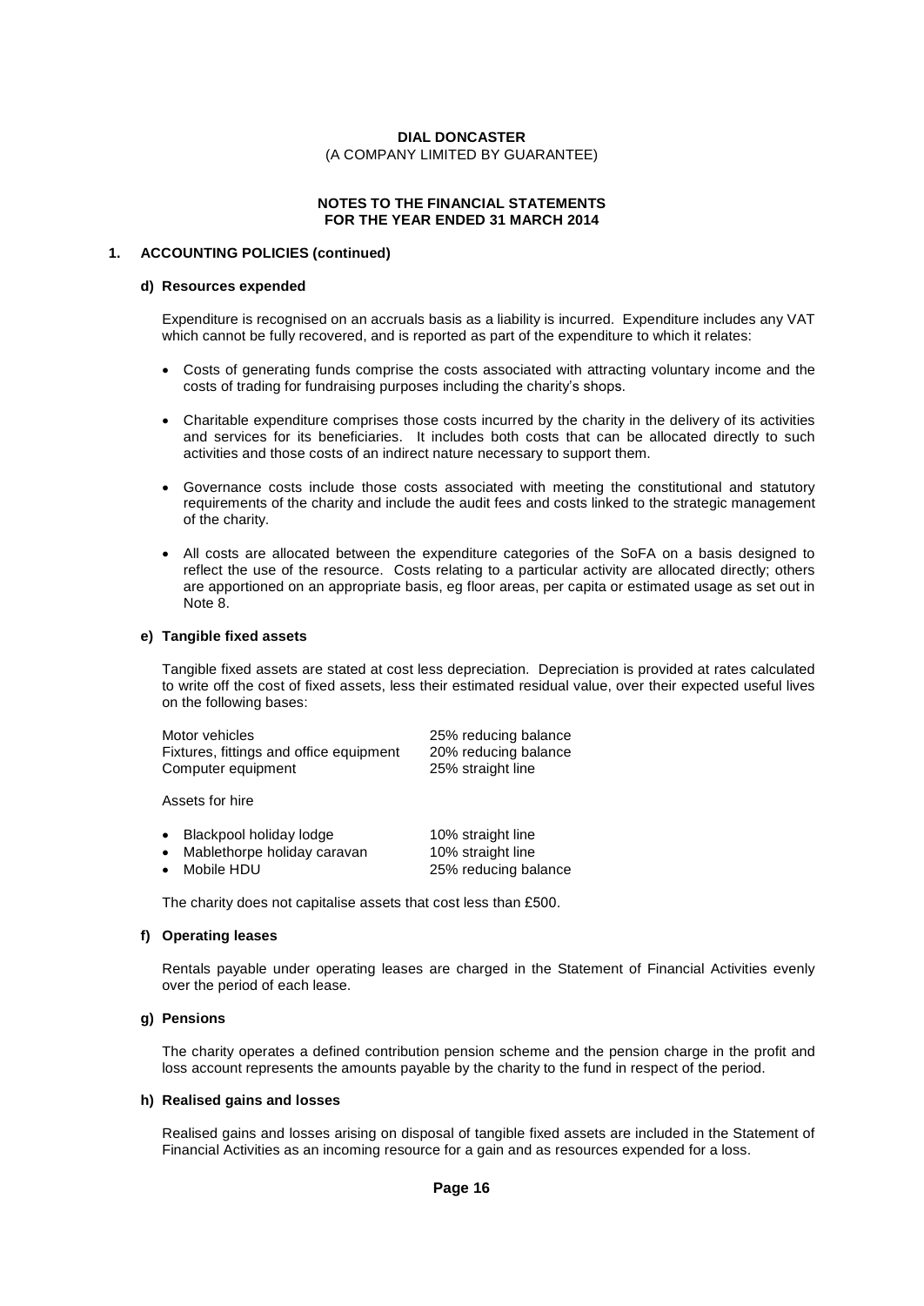**DIAL DONCASTER**
(A COMPANY LIMITED BY GUARANTEE)

**NOTES TO THE FINANCIAL STATEMENTS**
**FOR THE YEAR ENDED 31 MARCH 2014**

## 1. ACCOUNTING POLICIES (continued)

### d) Resources expended

Expenditure is recognised on an accruals basis as a liability is incurred. Expenditure includes any VAT which cannot be fully recovered, and is reported as part of the expenditure to which it relates:

- Costs of generating funds comprise the costs associated with attracting voluntary income and the costs of trading for fundraising purposes including the charity's shops.
- Charitable expenditure comprises those costs incurred by the charity in the delivery of its activities and services for its beneficiaries. It includes both costs that can be allocated directly to such activities and those costs of an indirect nature necessary to support them.
- Governance costs include those costs associated with meeting the constitutional and statutory requirements of the charity and include the audit fees and costs linked to the strategic management of the charity.
- All costs are allocated between the expenditure categories of the SoFA on a basis designed to reflect the use of the resource. Costs relating to a particular activity are allocated directly; others are apportioned on an appropriate basis, eg floor areas, per capita or estimated usage as set out in Note 8.

### e) Tangible fixed assets

Tangible fixed assets are stated at cost less depreciation. Depreciation is provided at rates calculated to write off the cost of fixed assets, less their estimated residual value, over their expected useful lives on the following bases:

| | |
|---|---|
| Motor vehicles | 25% reducing balance |
| Fixtures, fittings and office equipment | 20% reducing balance |
| Computer equipment | 25% straight line |

Assets for hire

| | |
|---|---|
| • Blackpool holiday lodge | 10% straight line |
| • Mablethorpe holiday caravan | 10% straight line |
| • Mobile HDU | 25% reducing balance |

The charity does not capitalise assets that cost less than £500.

### f) Operating leases

Rentals payable under operating leases are charged in the Statement of Financial Activities evenly over the period of each lease.

### g) Pensions

The charity operates a defined contribution pension scheme and the pension charge in the profit and loss account represents the amounts payable by the charity to the fund in respect of the period.

### h) Realised gains and losses

Realised gains and losses arising on disposal of tangible fixed assets are included in the Statement of Financial Activities as an incoming resource for a gain and as resources expended for a loss.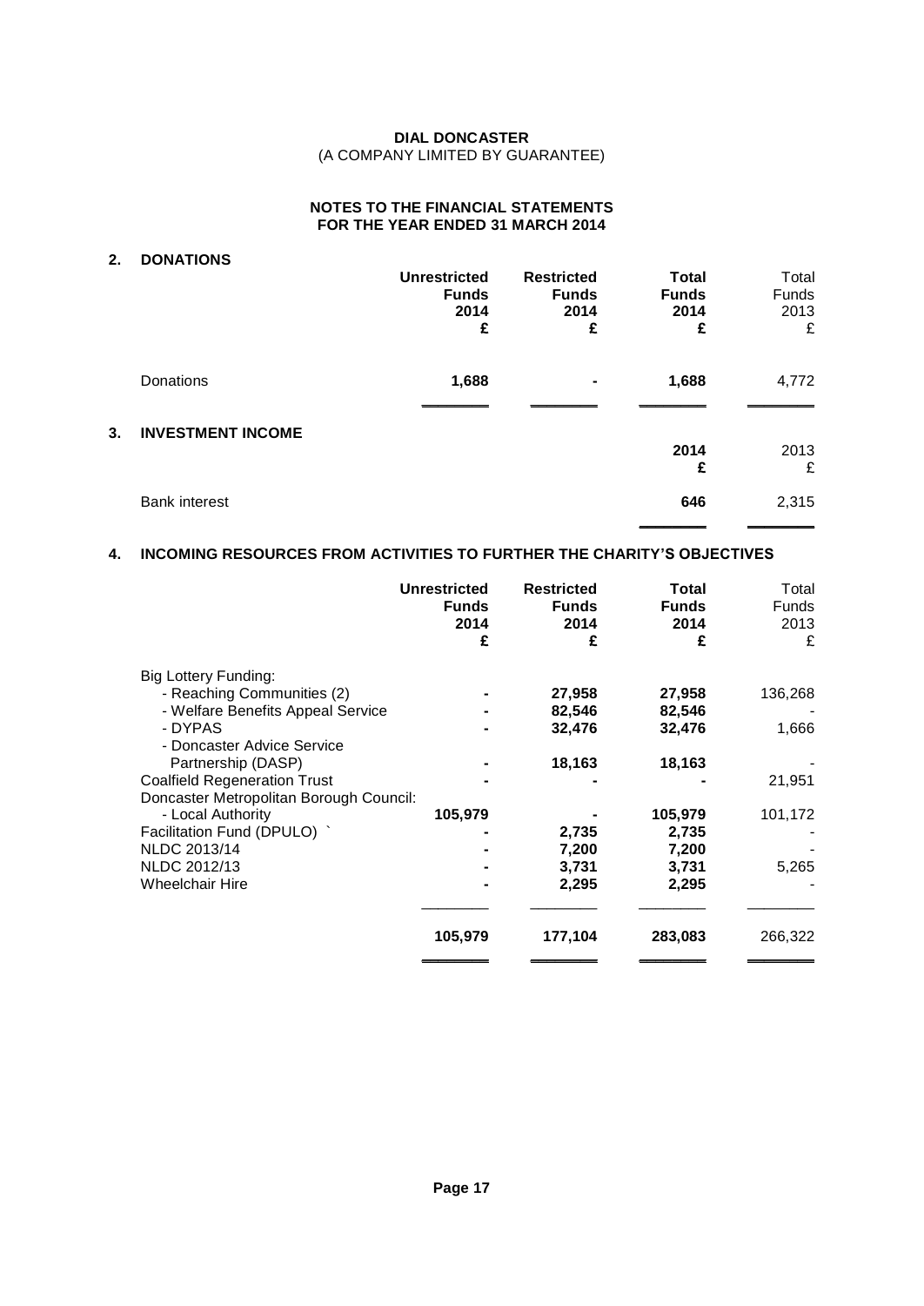**DIAL DONCASTER**
(A COMPANY LIMITED BY GUARANTEE)

**NOTES TO THE FINANCIAL STATEMENTS**
**FOR THE YEAR ENDED 31 MARCH 2014**

## 2. DONATIONS

| | Unrestricted Funds 2014 £ | Restricted Funds 2014 £ | Total Funds 2014 £ | Total Funds 2013 £ |
|---|---|---|---|---|
| Donations | **1,688** | **-** | **1,688** | 4,772 |

## 3. INVESTMENT INCOME

| | 2014 £ | 2013 £ |
|---|---|---|
| Bank interest | **646** | 2,315 |

## 4. INCOMING RESOURCES FROM ACTIVITIES TO FURTHER THE CHARITY'S OBJECTIVES

| | Unrestricted Funds 2014 £ | Restricted Funds 2014 £ | Total Funds 2014 £ | Total Funds 2013 £ |
|---|---|---|---|---|
| Big Lottery Funding: | | | | |
| - Reaching Communities (2) | **-** | **27,958** | **27,958** | 136,268 |
| - Welfare Benefits Appeal Service | **-** | **82,546** | **82,546** | - |
| - DYPAS | **-** | **32,476** | **32,476** | 1,666 |
| - Doncaster Advice Service Partnership (DASP) | **-** | **18,163** | **18,163** | - |
| Coalfield Regeneration Trust | **-** | **-** | **-** | 21,951 |
| Doncaster Metropolitan Borough Council: | | | | |
| - Local Authority | **105,979** | **-** | **105,979** | 101,172 |
| Facilitation Fund (DPULO) ` | **-** | **2,735** | **2,735** | - |
| NLDC 2013/14 | **-** | **7,200** | **7,200** | - |
| NLDC 2012/13 | **-** | **3,731** | **3,731** | 5,265 |
| Wheelchair Hire | **-** | **2,295** | **2,295** | - |
| | **105,979** | **177,104** | **283,083** | 266,322 |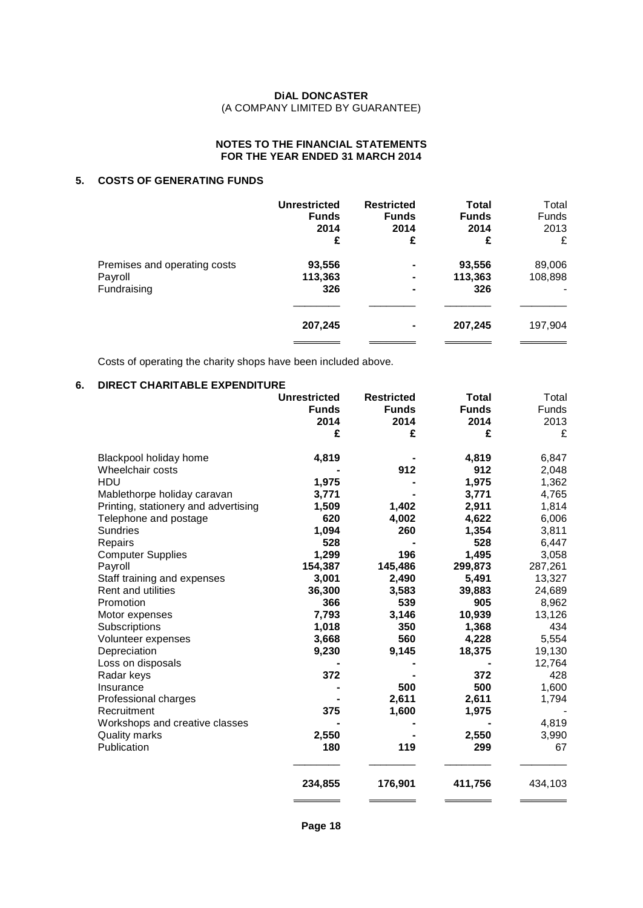**DiAL DONCASTER**
(A COMPANY LIMITED BY GUARANTEE)

**NOTES TO THE FINANCIAL STATEMENTS**
**FOR THE YEAR ENDED 31 MARCH 2014**

## 5. COSTS OF GENERATING FUNDS

| | Unrestricted Funds 2014 £ | Restricted Funds 2014 £ | Total Funds 2014 £ | Total Funds 2013 £ |
|---|---|---|---|---|
| Premises and operating costs | **93,556** | **-** | **93,556** | 89,006 |
| Payroll | **113,363** | **-** | **113,363** | 108,898 |
| Fundraising | **326** | **-** | **326** | - |
| | **207,245** | **-** | **207,245** | 197,904 |

Costs of operating the charity shops have been included above.

## 6. DIRECT CHARITABLE EXPENDITURE

| | Unrestricted Funds 2014 £ | Restricted Funds 2014 £ | Total Funds 2014 £ | Total Funds 2013 £ |
|---|---|---|---|---|
| Blackpool holiday home | **4,819** | **-** | **4,819** | 6,847 |
| Wheelchair costs | **-** | **912** | **912** | 2,048 |
| HDU | **1,975** | **-** | **1,975** | 1,362 |
| Mablethorpe holiday caravan | **3,771** | **-** | **3,771** | 4,765 |
| Printing, stationery and advertising | **1,509** | **1,402** | **2,911** | 1,814 |
| Telephone and postage | **620** | **4,002** | **4,622** | 6,006 |
| Sundries | **1,094** | **260** | **1,354** | 3,811 |
| Repairs | **528** | **-** | **528** | 6,447 |
| Computer Supplies | **1,299** | **196** | **1,495** | 3,058 |
| Payroll | **154,387** | **145,486** | **299,873** | 287,261 |
| Staff training and expenses | **3,001** | **2,490** | **5,491** | 13,327 |
| Rent and utilities | **36,300** | **3,583** | **39,883** | 24,689 |
| Promotion | **366** | **539** | **905** | 8,962 |
| Motor expenses | **7,793** | **3,146** | **10,939** | 13,126 |
| Subscriptions | **1,018** | **350** | **1,368** | 434 |
| Volunteer expenses | **3,668** | **560** | **4,228** | 5,554 |
| Depreciation | **9,230** | **9,145** | **18,375** | 19,130 |
| Loss on disposals | **-** | **-** | **-** | 12,764 |
| Radar keys | **372** | **-** | **372** | 428 |
| Insurance | **-** | **500** | **500** | 1,600 |
| Professional charges | **-** | **2,611** | **2,611** | 1,794 |
| Recruitment | **375** | **1,600** | **1,975** | - |
| Workshops and creative classes | **-** | **-** | **-** | 4,819 |
| Quality marks | **2,550** | **-** | **2,550** | 3,990 |
| Publication | **180** | **119** | **299** | 67 |
| | **234,855** | **176,901** | **411,756** | 434,103 |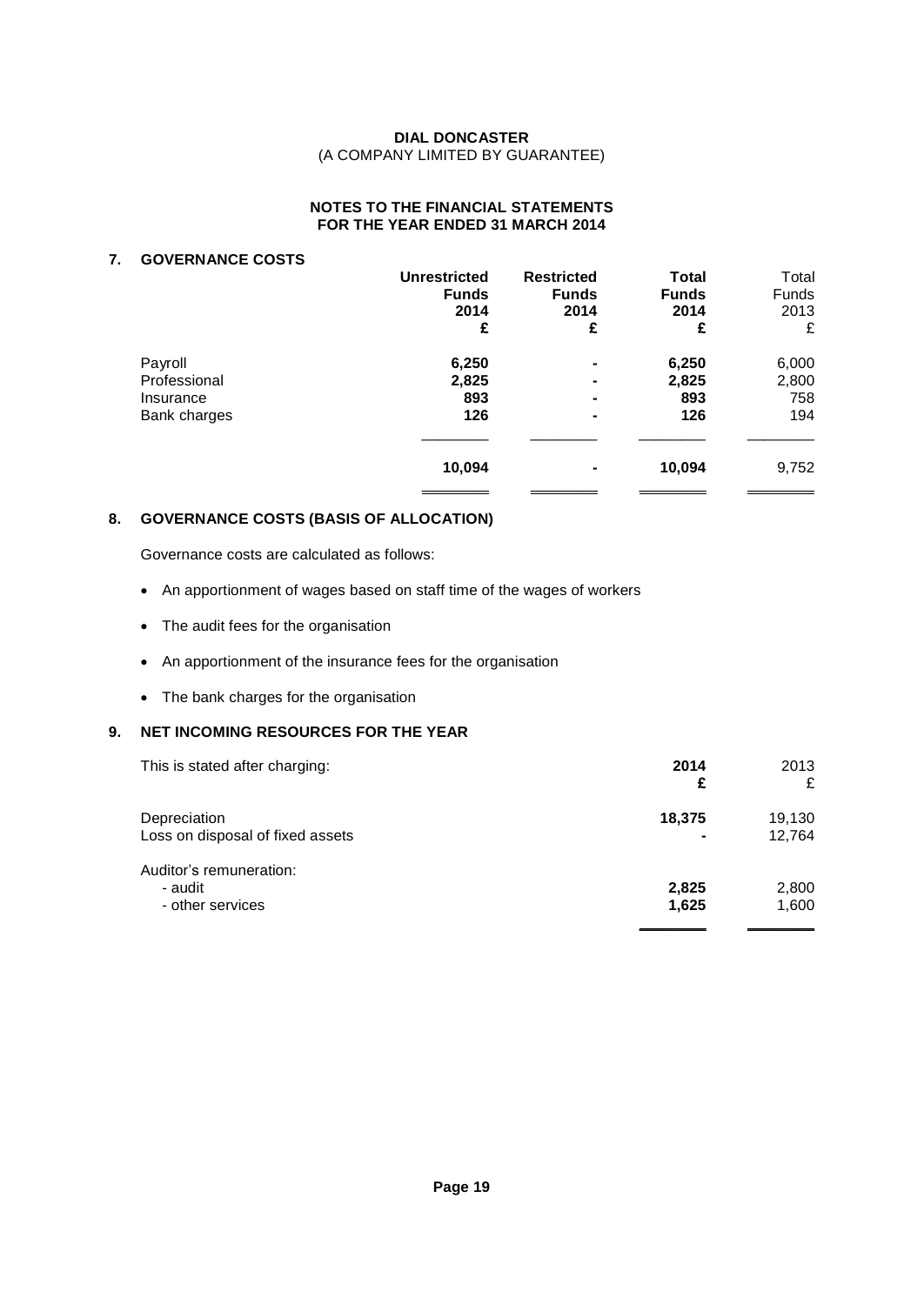**DIAL DONCASTER**
(A COMPANY LIMITED BY GUARANTEE)

**NOTES TO THE FINANCIAL STATEMENTS**
**FOR THE YEAR ENDED 31 MARCH 2014**

## 7. GOVERNANCE COSTS

| | **Unrestricted Funds 2014 £** | **Restricted Funds 2014 £** | **Total Funds 2014 £** | Total Funds 2013 £ |
|---|---|---|---|---|
| Payroll | **6,250** | **-** | **6,250** | 6,000 |
| Professional | **2,825** | **-** | **2,825** | 2,800 |
| Insurance | **893** | **-** | **893** | 758 |
| Bank charges | **126** | **-** | **126** | 194 |
| | **10,094** | **-** | **10,094** | 9,752 |

## 8. GOVERNANCE COSTS (BASIS OF ALLOCATION)

Governance costs are calculated as follows:

- An apportionment of wages based on staff time of the wages of workers
- The audit fees for the organisation
- An apportionment of the insurance fees for the organisation
- The bank charges for the organisation

## 9. NET INCOMING RESOURCES FOR THE YEAR

| This is stated after charging: | **2014 £** | 2013 £ |
|---|---|---|
| Depreciation | **18,375** | 19,130 |
| Loss on disposal of fixed assets | **-** | 12,764 |
| Auditor's remuneration: | | |
| - audit | **2,825** | 2,800 |
| - other services | **1,625** | 1,600 |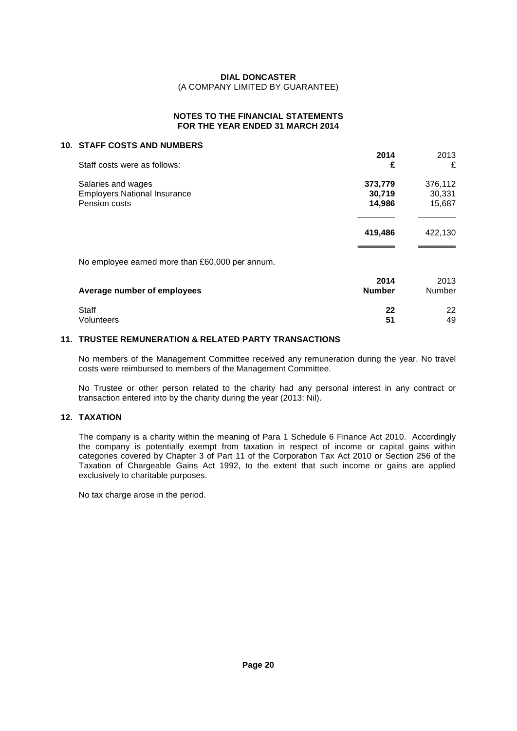**DIAL DONCASTER**
(A COMPANY LIMITED BY GUARANTEE)

**NOTES TO THE FINANCIAL STATEMENTS**
**FOR THE YEAR ENDED 31 MARCH 2014**

## 10. STAFF COSTS AND NUMBERS

| Staff costs were as follows: | **2014** **£** | 2013 £ |
|---|---|---|
| Salaries and wages | **373,779** | 376,112 |
| Employers National Insurance | **30,719** | 30,331 |
| Pension costs | **14,986** | 15,687 |
| | **419,486** | 422,130 |

No employee earned more than £60,000 per annum.

| **Average number of employees** | **2014** **Number** | 2013 Number |
|---|---|---|
| Staff | **22** | 22 |
| Volunteers | **51** | 49 |

## 11. TRUSTEE REMUNERATION & RELATED PARTY TRANSACTIONS

No members of the Management Committee received any remuneration during the year. No travel costs were reimbursed to members of the Management Committee.

No Trustee or other person related to the charity had any personal interest in any contract or transaction entered into by the charity during the year (2013: Nil).

## 12. TAXATION

The company is a charity within the meaning of Para 1 Schedule 6 Finance Act 2010. Accordingly the company is potentially exempt from taxation in respect of income or capital gains within categories covered by Chapter 3 of Part 11 of the Corporation Tax Act 2010 or Section 256 of the Taxation of Chargeable Gains Act 1992, to the extent that such income or gains are applied exclusively to charitable purposes.

No tax charge arose in the period.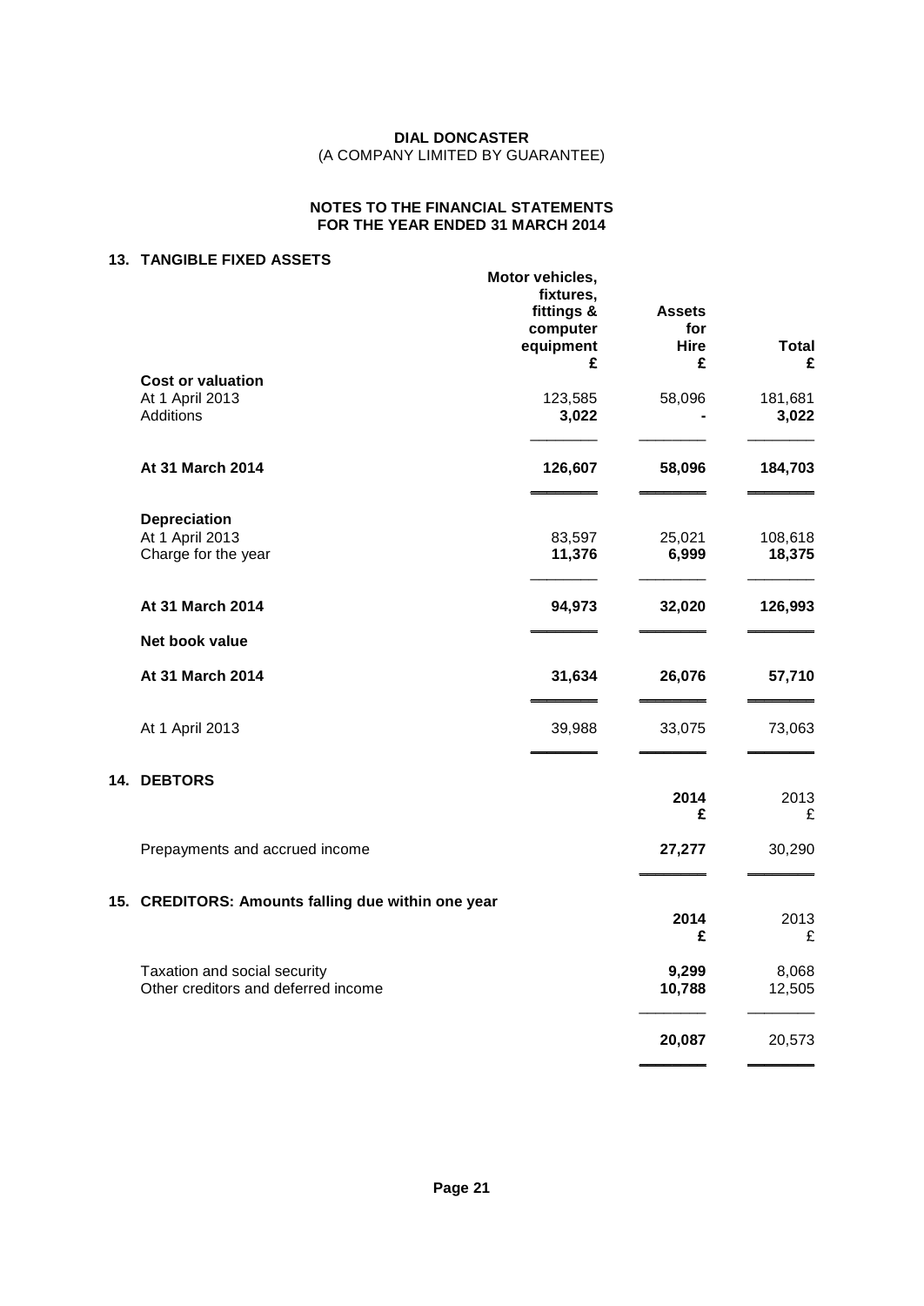**DIAL DONCASTER**
(A COMPANY LIMITED BY GUARANTEE)

**NOTES TO THE FINANCIAL STATEMENTS**
**FOR THE YEAR ENDED 31 MARCH 2014**

## 13. TANGIBLE FIXED ASSETS

| | Motor vehicles, fixtures, fittings & computer equipment £ | Assets for Hire £ | Total £ |
|---|---|---|---|
| **Cost or valuation** | | | |
| At 1 April 2013 | 123,585 | 58,096 | 181,681 |
| Additions | **3,022** | **-** | **3,022** |
| **At 31 March 2014** | **126,607** | **58,096** | **184,703** |
| **Depreciation** | | | |
| At 1 April 2013 | 83,597 | 25,021 | 108,618 |
| Charge for the year | **11,376** | **6,999** | **18,375** |
| **At 31 March 2014** | **94,973** | **32,020** | **126,993** |
| **Net book value** | | | |
| **At 31 March 2014** | **31,634** | **26,076** | **57,710** |
| At 1 April 2013 | 39,988 | 33,075 | 73,063 |

## 14. DEBTORS

| | 2014 £ | 2013 £ |
|---|---|---|
| Prepayments and accrued income | **27,277** | 30,290 |

## 15. CREDITORS: Amounts falling due within one year

| | 2014 £ | 2013 £ |
|---|---|---|
| Taxation and social security | **9,299** | 8,068 |
| Other creditors and deferred income | **10,788** | 12,505 |
| | **20,087** | 20,573 |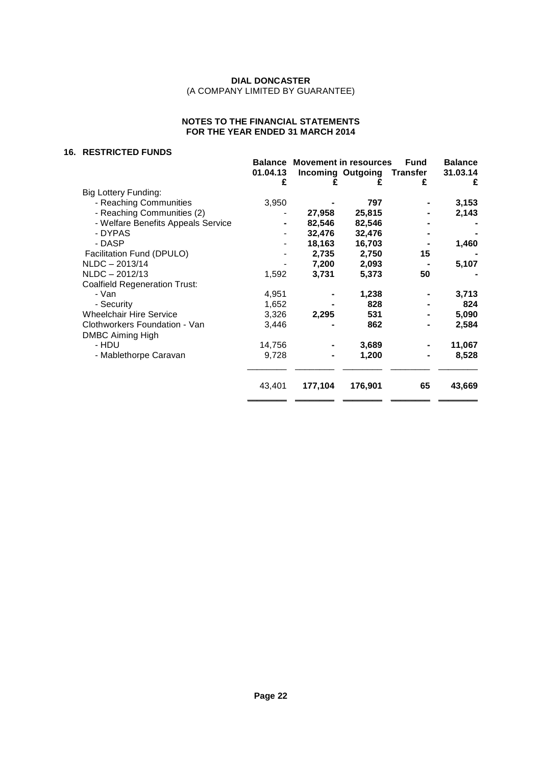**DIAL DONCASTER**
(A COMPANY LIMITED BY GUARANTEE)

**NOTES TO THE FINANCIAL STATEMENTS**
**FOR THE YEAR ENDED 31 MARCH 2014**

## 16. RESTRICTED FUNDS

| | Balance 01.04.13 | Movement in resources | | Fund Transfer | Balance 31.03.14 |
|---|---|---|---|---|---|
| | | Incoming | Outgoing | | |
| | £ | £ | £ | £ | £ |
| Big Lottery Funding: | | | | | |
| - Reaching Communities | 3,950 | **-** | **797** | **-** | **3,153** |
| - Reaching Communities (2) | - | **27,958** | **25,815** | **-** | **2,143** |
| - Welfare Benefits Appeals Service | **-** | **82,546** | **82,546** | **-** | **-** |
| - DYPAS | - | **32,476** | **32,476** | **-** | **-** |
| - DASP | - | **18,163** | **16,703** | **-** | **1,460** |
| Facilitation Fund (DPULO) | - | **2,735** | **2,750** | **15** | **-** |
| NLDC – 2013/14 | - | **7,200** | **2,093** | **-** | **5,107** |
| NLDC – 2012/13 | 1,592 | **3,731** | **5,373** | **50** | **-** |
| Coalfield Regeneration Trust: | | | | | |
| - Van | 4,951 | **-** | **1,238** | **-** | **3,713** |
| - Security | 1,652 | **-** | **828** | **-** | **824** |
| Wheelchair Hire Service | 3,326 | **2,295** | **531** | **-** | **5,090** |
| Clothworkers Foundation - Van | 3,446 | **-** | **862** | **-** | **2,584** |
| DMBC Aiming High | | | | | |
| - HDU | 14,756 | **-** | **3,689** | **-** | **11,067** |
| - Mablethorpe Caravan | 9,728 | **-** | **1,200** | **-** | **8,528** |
| | 43,401 | **177,104** | **176,901** | **65** | **43,669** |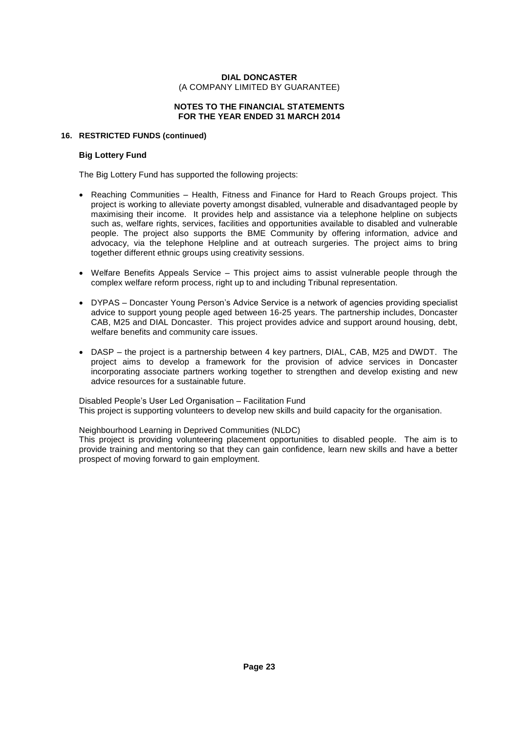# DIAL DONCASTER
(A COMPANY LIMITED BY GUARANTEE)

**NOTES TO THE FINANCIAL STATEMENTS**
**FOR THE YEAR ENDED 31 MARCH 2014**

## 16. RESTRICTED FUNDS (continued)

### Big Lottery Fund

The Big Lottery Fund has supported the following projects:

- Reaching Communities – Health, Fitness and Finance for Hard to Reach Groups project. This project is working to alleviate poverty amongst disabled, vulnerable and disadvantaged people by maximising their income. It provides help and assistance via a telephone helpline on subjects such as, welfare rights, services, facilities and opportunities available to disabled and vulnerable people. The project also supports the BME Community by offering information, advice and advocacy, via the telephone Helpline and at outreach surgeries. The project aims to bring together different ethnic groups using creativity sessions.

- Welfare Benefits Appeals Service – This project aims to assist vulnerable people through the complex welfare reform process, right up to and including Tribunal representation.

- DYPAS – Doncaster Young Person's Advice Service is a network of agencies providing specialist advice to support young people aged between 16-25 years. The partnership includes, Doncaster CAB, M25 and DIAL Doncaster. This project provides advice and support around housing, debt, welfare benefits and community care issues.

- DASP – the project is a partnership between 4 key partners, DIAL, CAB, M25 and DWDT. The project aims to develop a framework for the provision of advice services in Doncaster incorporating associate partners working together to strengthen and develop existing and new advice resources for a sustainable future.

Disabled People's User Led Organisation – Facilitation Fund
This project is supporting volunteers to develop new skills and build capacity for the organisation.

Neighbourhood Learning in Deprived Communities (NLDC)
This project is providing volunteering placement opportunities to disabled people. The aim is to provide training and mentoring so that they can gain confidence, learn new skills and have a better prospect of moving forward to gain employment.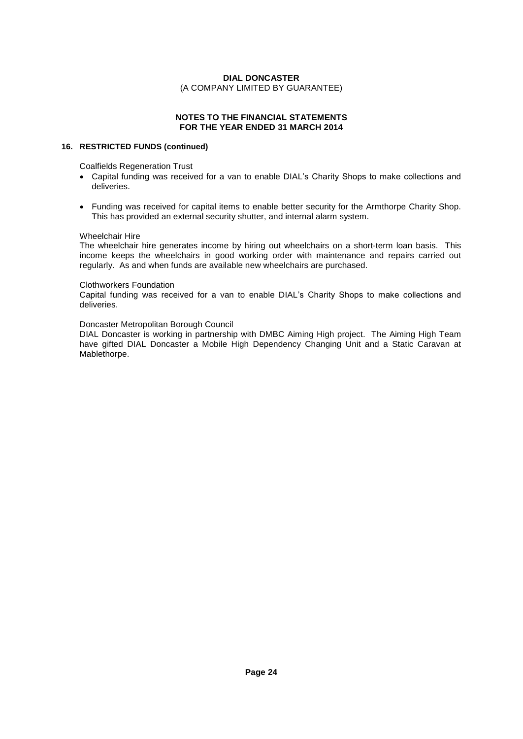**DIAL DONCASTER**
(A COMPANY LIMITED BY GUARANTEE)

**NOTES TO THE FINANCIAL STATEMENTS**
**FOR THE YEAR ENDED 31 MARCH 2014**

## 16. RESTRICTED FUNDS (continued)

Coalfields Regeneration Trust

- Capital funding was received for a van to enable DIAL's Charity Shops to make collections and deliveries.
- Funding was received for capital items to enable better security for the Armthorpe Charity Shop. This has provided an external security shutter, and internal alarm system.

Wheelchair Hire
The wheelchair hire generates income by hiring out wheelchairs on a short-term loan basis. This income keeps the wheelchairs in good working order with maintenance and repairs carried out regularly. As and when funds are available new wheelchairs are purchased.

Clothworkers Foundation
Capital funding was received for a van to enable DIAL's Charity Shops to make collections and deliveries.

Doncaster Metropolitan Borough Council
DIAL Doncaster is working in partnership with DMBC Aiming High project. The Aiming High Team have gifted DIAL Doncaster a Mobile High Dependency Changing Unit and a Static Caravan at Mablethorpe.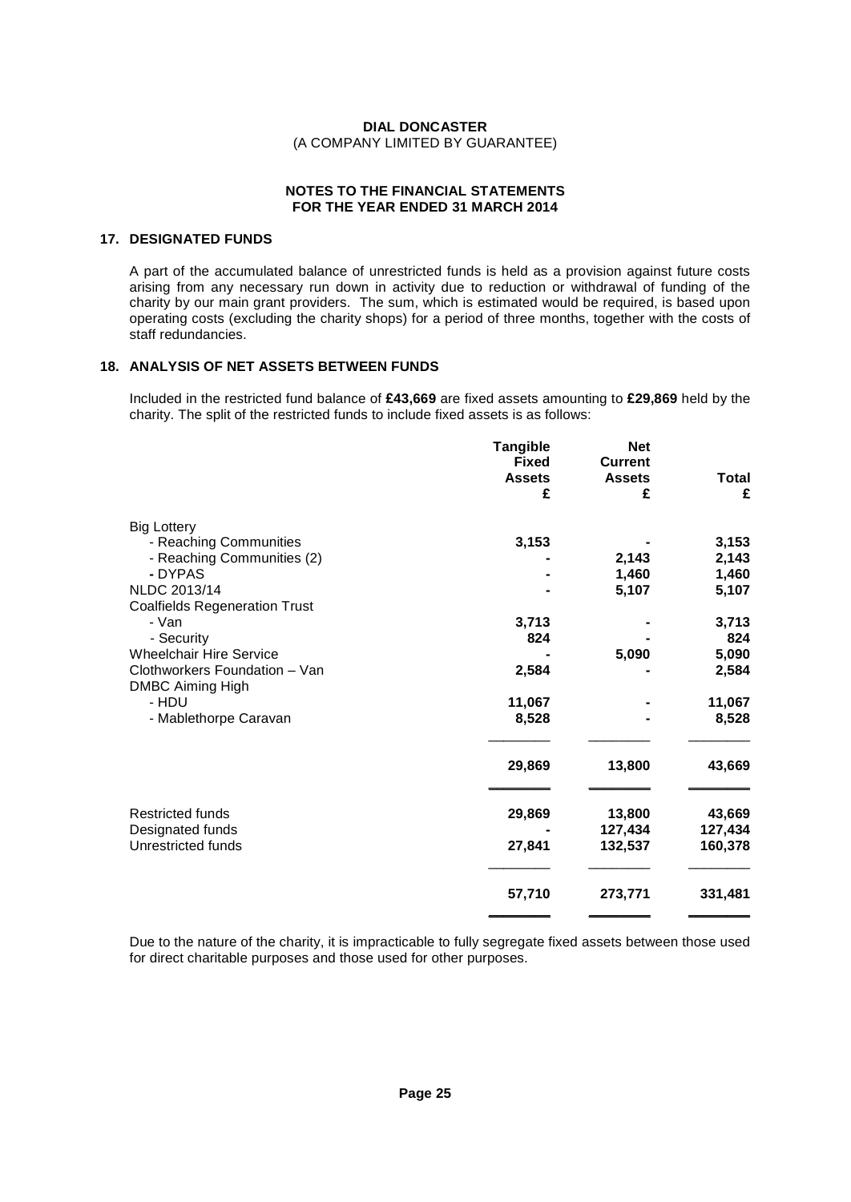**DIAL DONCASTER**
(A COMPANY LIMITED BY GUARANTEE)

**NOTES TO THE FINANCIAL STATEMENTS**
**FOR THE YEAR ENDED 31 MARCH 2014**

## 17. DESIGNATED FUNDS

A part of the accumulated balance of unrestricted funds is held as a provision against future costs arising from any necessary run down in activity due to reduction or withdrawal of funding of the charity by our main grant providers. The sum, which is estimated would be required, is based upon operating costs (excluding the charity shops) for a period of three months, together with the costs of staff redundancies.

## 18. ANALYSIS OF NET ASSETS BETWEEN FUNDS

Included in the restricted fund balance of **£43,669** are fixed assets amounting to **£29,869** held by the charity. The split of the restricted funds to include fixed assets is as follows:

| | Tangible Fixed Assets £ | Net Current Assets £ | Total £ |
|---|---|---|---|
| Big Lottery | | | |
| - Reaching Communities | 3,153 | - | 3,153 |
| - Reaching Communities (2) | - | 2,143 | 2,143 |
| - DYPAS | - | 1,460 | 1,460 |
| NLDC 2013/14 | - | 5,107 | 5,107 |
| Coalfields Regeneration Trust | | | |
| - Van | 3,713 | - | 3,713 |
| - Security | 824 | - | 824 |
| Wheelchair Hire Service | - | 5,090 | 5,090 |
| Clothworkers Foundation – Van | 2,584 | - | 2,584 |
| DMBC Aiming High | | | |
| - HDU | 11,067 | - | 11,067 |
| - Mablethorpe Caravan | 8,528 | - | 8,528 |
| | **29,869** | **13,800** | **43,669** |
| Restricted funds | 29,869 | 13,800 | 43,669 |
| Designated funds | - | 127,434 | 127,434 |
| Unrestricted funds | 27,841 | 132,537 | 160,378 |
| | **57,710** | **273,771** | **331,481** |

Due to the nature of the charity, it is impracticable to fully segregate fixed assets between those used for direct charitable purposes and those used for other purposes.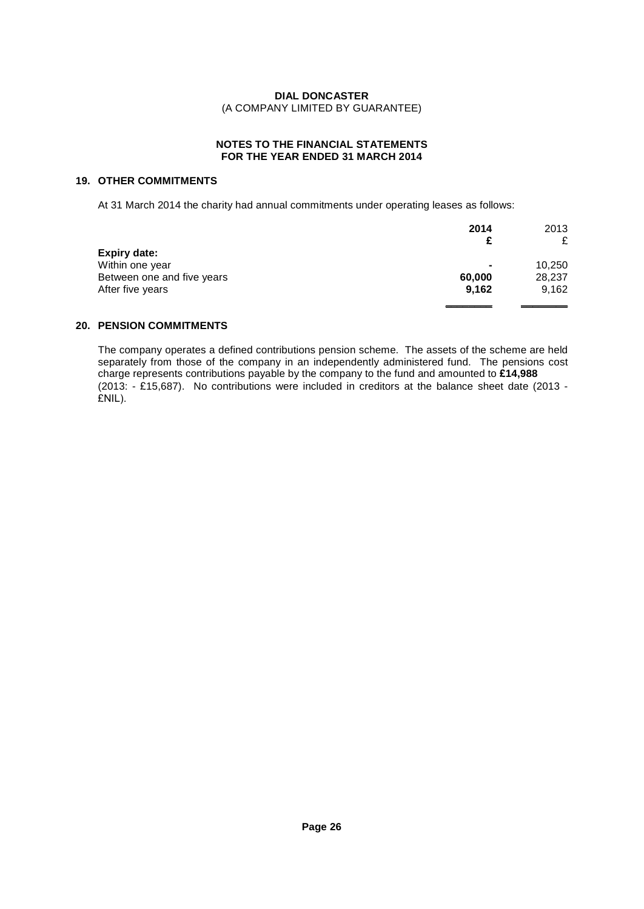**DIAL DONCASTER**
(A COMPANY LIMITED BY GUARANTEE)

**NOTES TO THE FINANCIAL STATEMENTS**
**FOR THE YEAR ENDED 31 MARCH 2014**

## 19. OTHER COMMITMENTS

At 31 March 2014 the charity had annual commitments under operating leases as follows:

| | **2014** | 2013 |
|---|---|---|
| | **£** | £ |
| **Expiry date:** | | |
| Within one year | **-** | 10,250 |
| Between one and five years | **60,000** | 28,237 |
| After five years | **9,162** | 9,162 |

## 20. PENSION COMMITMENTS

The company operates a defined contributions pension scheme. The assets of the scheme are held separately from those of the company in an independently administered fund. The pensions cost charge represents contributions payable by the company to the fund and amounted to **£14,988** (2013: - £15,687). No contributions were included in creditors at the balance sheet date (2013 - £NIL).